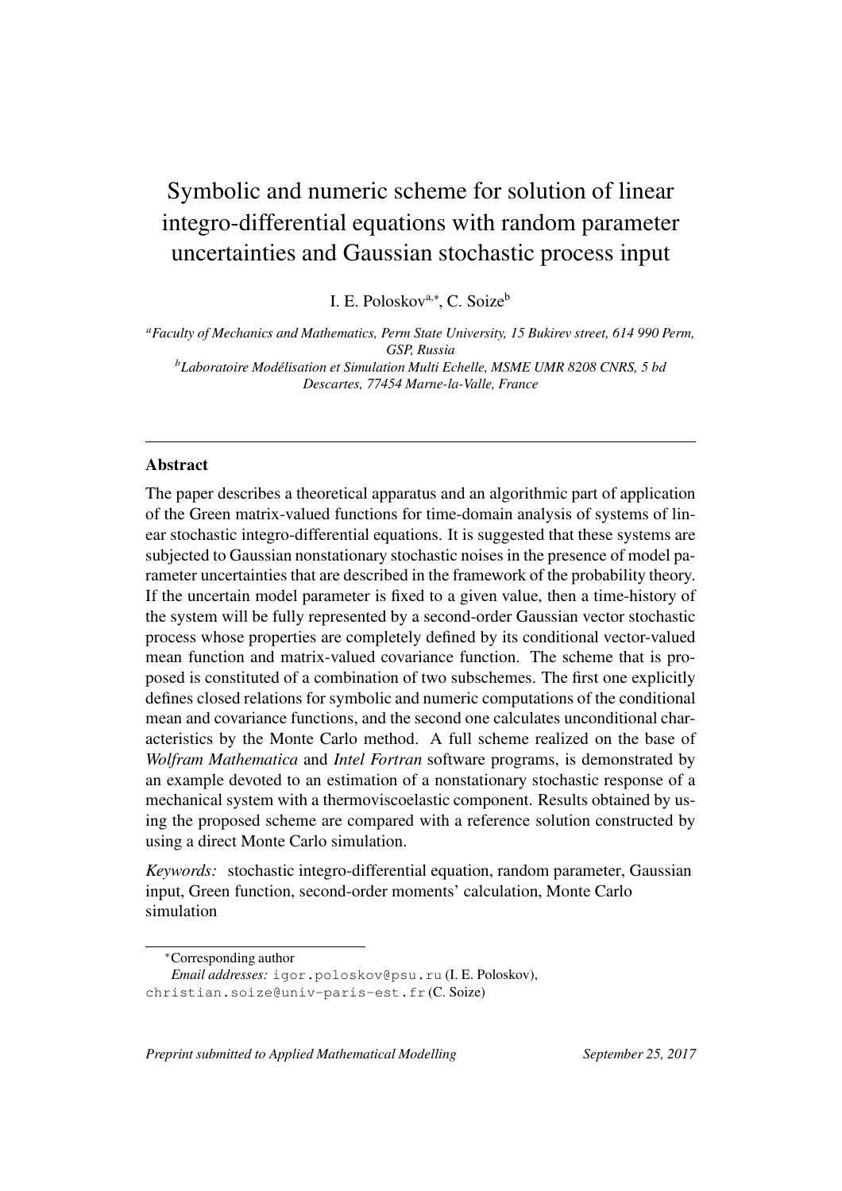# Symbolic and numeric scheme for solution of linear integro-differential equations with random parameter uncertainties and Gaussian stochastic process input

I. E. Poloskov[a,*], C. Soize[b]

[a] *Faculty of Mechanics and Mathematics, Perm State University, 15 Bukirev street, 614 990 Perm, GSP, Russia*

[b] *Laboratoire Modélisation et Simulation Multi Echelle, MSME UMR 8208 CNRS, 5 bd Descartes, 77454 Marne-la-Valle, France*

---

## Abstract

The paper describes a theoretical apparatus and an algorithmic part of application of the Green matrix-valued functions for time-domain analysis of systems of linear stochastic integro-differential equations. It is suggested that these systems are subjected to Gaussian nonstationary stochastic noises in the presence of model parameter uncertainties that are described in the framework of the probability theory. If the uncertain model parameter is fixed to a given value, then a time-history of the system will be fully represented by a second-order Gaussian vector stochastic process whose properties are completely defined by its conditional vector-valued mean function and matrix-valued covariance function. The scheme that is proposed is constituted of a combination of two subschemes. The first one explicitly defines closed relations for symbolic and numeric computations of the conditional mean and covariance functions, and the second one calculates unconditional characteristics by the Monte Carlo method. A full scheme realized on the base of *Wolfram Mathematica* and *Intel Fortran* software programs, is demonstrated by an example devoted to an estimation of a nonstationary stochastic response of a mechanical system with a thermoviscoelastic component. Results obtained by using the proposed scheme are compared with a reference solution constructed by using a direct Monte Carlo simulation.

*Keywords:* stochastic integro-differential equation, random parameter, Gaussian input, Green function, second-order moments' calculation, Monte Carlo simulation

---

*Corresponding author

*Email addresses:* igor.poloskov@psu.ru (I. E. Poloskov), christian.soize@univ-paris-est.fr (C. Soize)

*Preprint submitted to Applied Mathematical Modelling* — *September 25, 2017*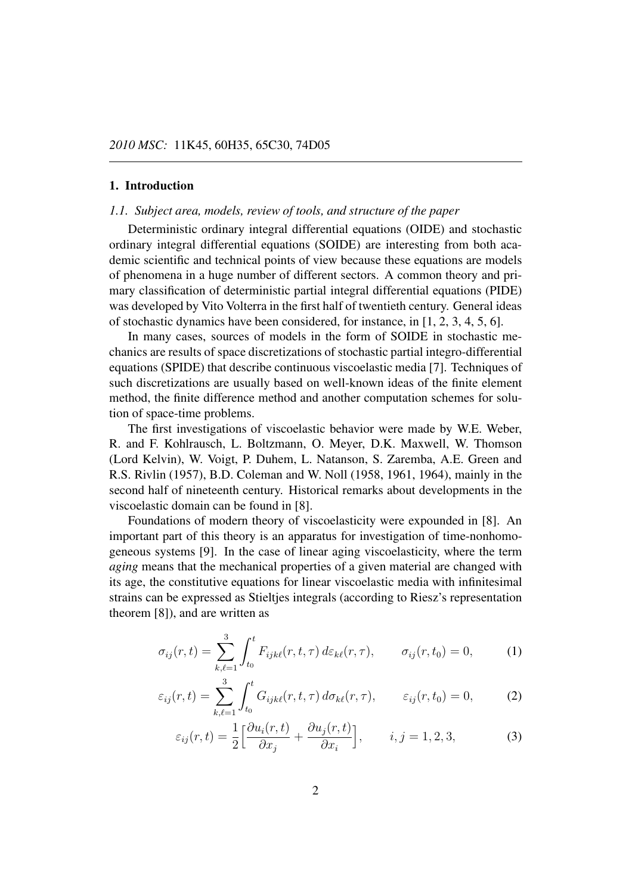*2010 MSC:* 11K45, 60H35, 65C30, 74D05

---

## 1. Introduction

### *1.1. Subject area, models, review of tools, and structure of the paper*

Deterministic ordinary integral differential equations (OIDE) and stochastic ordinary integral differential equations (SOIDE) are interesting from both academic scientific and technical points of view because these equations are models of phenomena in a huge number of different sectors. A common theory and primary classification of deterministic partial integral differential equations (PIDE) was developed by Vito Volterra in the first half of twentieth century. General ideas of stochastic dynamics have been considered, for instance, in [1, 2, 3, 4, 5, 6].

In many cases, sources of models in the form of SOIDE in stochastic mechanics are results of space discretizations of stochastic partial integro-differential equations (SPIDE) that describe continuous viscoelastic media [7]. Techniques of such discretizations are usually based on well-known ideas of the finite element method, the finite difference method and another computation schemes for solution of space-time problems.

The first investigations of viscoelastic behavior were made by W.E. Weber, R. and F. Kohlrausch, L. Boltzmann, O. Meyer, D.K. Maxwell, W. Thomson (Lord Kelvin), W. Voigt, P. Duhem, L. Natanson, S. Zaremba, A.E. Green and R.S. Rivlin (1957), B.D. Coleman and W. Noll (1958, 1961, 1964), mainly in the second half of nineteenth century. Historical remarks about developments in the viscoelastic domain can be found in [8].

Foundations of modern theory of viscoelasticity were expounded in [8]. An important part of this theory is an apparatus for investigation of time-nonhomogeneous systems [9]. In the case of linear aging viscoelasticity, where the term *aging* means that the mechanical properties of a given material are changed with its age, the constitutive equations for linear viscoelastic media with infinitesimal strains can be expressed as Stieltjes integrals (according to Riesz's representation theorem [8]), and are written as

$$\sigma_{ij}(r,t) = \sum_{k,\ell=1}^{3} \int_{t_0}^{t} F_{ijk\ell}(r,t,\tau)\, d\varepsilon_{k\ell}(r,\tau), \qquad \sigma_{ij}(r,t_0) = 0, \tag{1}$$

$$\varepsilon_{ij}(r,t) = \sum_{k,\ell=1}^{3} \int_{t_0}^{t} G_{ijk\ell}(r,t,\tau)\, d\sigma_{k\ell}(r,\tau), \qquad \varepsilon_{ij}(r,t_0) = 0, \tag{2}$$

$$\varepsilon_{ij}(r,t) = \frac{1}{2}\Big[\frac{\partial u_i(r,t)}{\partial x_j} + \frac{\partial u_j(r,t)}{\partial x_i}\Big], \qquad i,j = 1,2,3, \tag{3}$$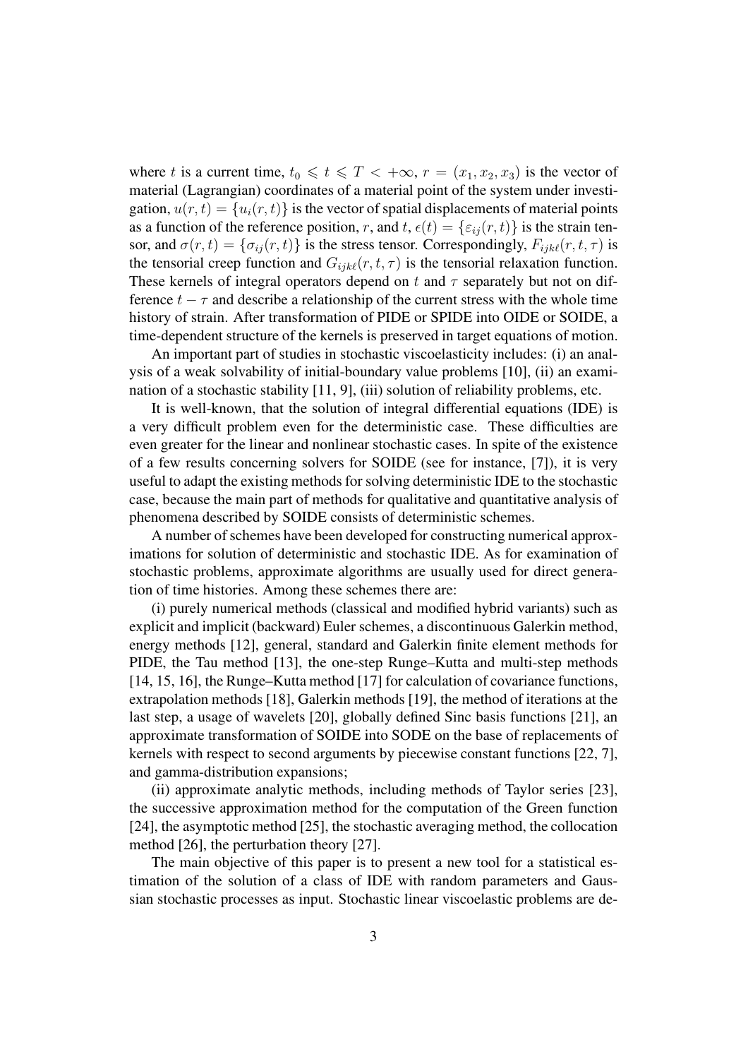where $t$ is a current time, $t_0 \leqslant t \leqslant T < +\infty$, $r = (x_1, x_2, x_3)$ is the vector of material (Lagrangian) coordinates of a material point of the system under investigation, $u(r,t) = \{u_i(r,t)\}$ is the vector of spatial displacements of material points as a function of the reference position, $r$, and $t$, $\epsilon(t) = \{\varepsilon_{ij}(r,t)\}$ is the strain tensor, and $\sigma(r,t) = \{\sigma_{ij}(r,t)\}$ is the stress tensor. Correspondingly, $F_{ijk\ell}(r,t,\tau)$ is the tensorial creep function and $G_{ijk\ell}(r,t,\tau)$ is the tensorial relaxation function. These kernels of integral operators depend on $t$ and $\tau$ separately but not on difference $t - \tau$ and describe a relationship of the current stress with the whole time history of strain. After transformation of PIDE or SPIDE into OIDE or SOIDE, a time-dependent structure of the kernels is preserved in target equations of motion.

An important part of studies in stochastic viscoelasticity includes: (i) an analysis of a weak solvability of initial-boundary value problems [10], (ii) an examination of a stochastic stability [11, 9], (iii) solution of reliability problems, etc.

It is well-known, that the solution of integral differential equations (IDE) is a very difficult problem even for the deterministic case. These difficulties are even greater for the linear and nonlinear stochastic cases. In spite of the existence of a few results concerning solvers for SOIDE (see for instance, [7]), it is very useful to adapt the existing methods for solving deterministic IDE to the stochastic case, because the main part of methods for qualitative and quantitative analysis of phenomena described by SOIDE consists of deterministic schemes.

A number of schemes have been developed for constructing numerical approximations for solution of deterministic and stochastic IDE. As for examination of stochastic problems, approximate algorithms are usually used for direct generation of time histories. Among these schemes there are:

(i) purely numerical methods (classical and modified hybrid variants) such as explicit and implicit (backward) Euler schemes, a discontinuous Galerkin method, energy methods [12], general, standard and Galerkin finite element methods for PIDE, the Tau method [13], the one-step Runge–Kutta and multi-step methods [14, 15, 16], the Runge–Kutta method [17] for calculation of covariance functions, extrapolation methods [18], Galerkin methods [19], the method of iterations at the last step, a usage of wavelets [20], globally defined Sinc basis functions [21], an approximate transformation of SOIDE into SODE on the base of replacements of kernels with respect to second arguments by piecewise constant functions [22, 7], and gamma-distribution expansions;

(ii) approximate analytic methods, including methods of Taylor series [23], the successive approximation method for the computation of the Green function [24], the asymptotic method [25], the stochastic averaging method, the collocation method [26], the perturbation theory [27].

The main objective of this paper is to present a new tool for a statistical estimation of the solution of a class of IDE with random parameters and Gaussian stochastic processes as input. Stochastic linear viscoelastic problems are de-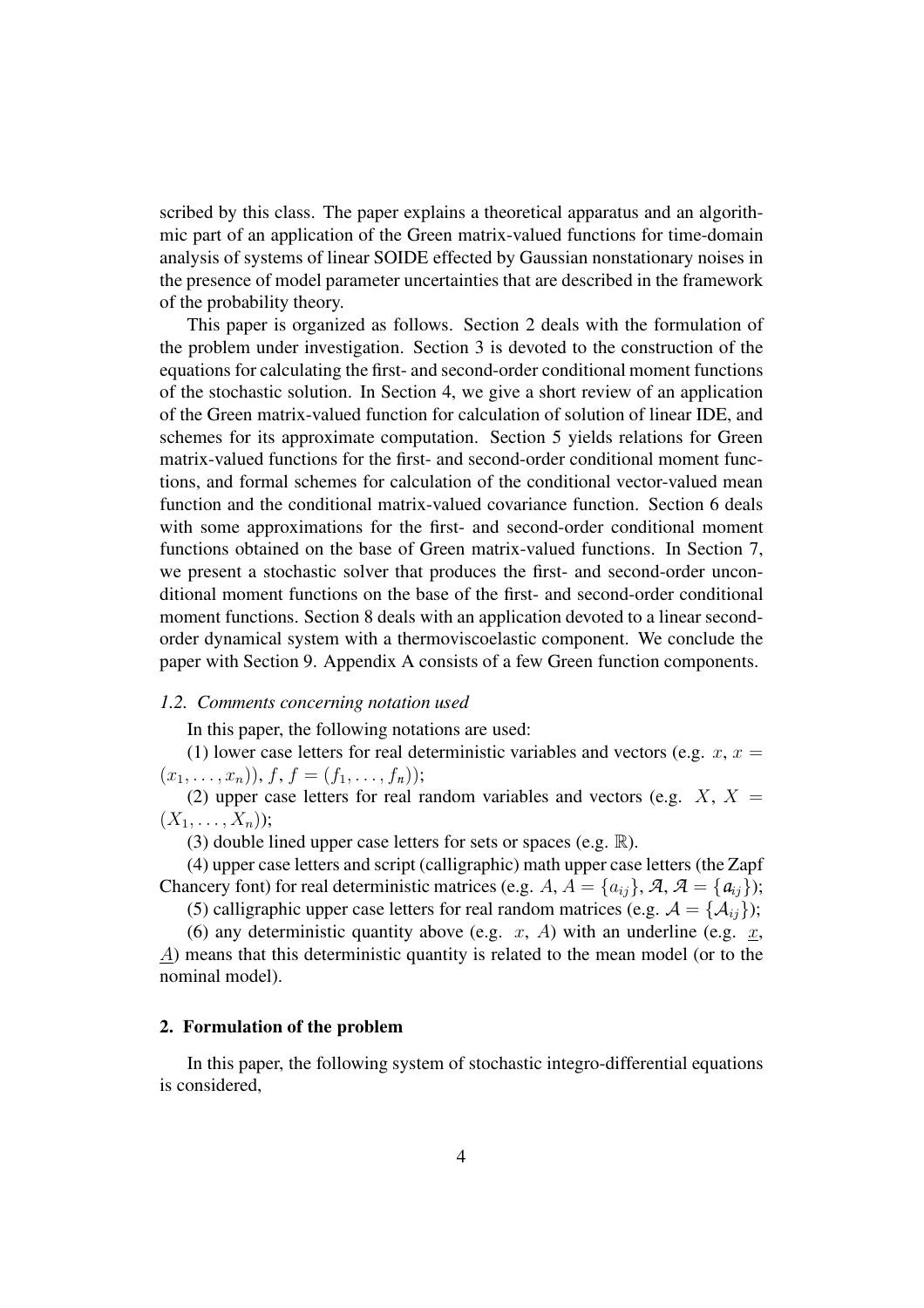scribed by this class. The paper explains a theoretical apparatus and an algorithmic part of an application of the Green matrix-valued functions for time-domain analysis of systems of linear SOIDE effected by Gaussian nonstationary noises in the presence of model parameter uncertainties that are described in the framework of the probability theory.

This paper is organized as follows. Section 2 deals with the formulation of the problem under investigation. Section 3 is devoted to the construction of the equations for calculating the first- and second-order conditional moment functions of the stochastic solution. In Section 4, we give a short review of an application of the Green matrix-valued function for calculation of solution of linear IDE, and schemes for its approximate computation. Section 5 yields relations for Green matrix-valued functions for the first- and second-order conditional moment functions, and formal schemes for calculation of the conditional vector-valued mean function and the conditional matrix-valued covariance function. Section 6 deals with some approximations for the first- and second-order conditional moment functions obtained on the base of Green matrix-valued functions. In Section 7, we present a stochastic solver that produces the first- and second-order unconditional moment functions on the base of the first- and second-order conditional moment functions. Section 8 deals with an application devoted to a linear second-order dynamical system with a thermoviscoelastic component. We conclude the paper with Section 9. Appendix A consists of a few Green function components.

### *1.2. Comments concerning notation used*

In this paper, the following notations are used:

(1) lower case letters for real deterministic variables and vectors (e.g. $x$, $x = (x_1, \ldots, x_n)$), $f$, $f = (f_1, \ldots, f_n)$);

(2) upper case letters for real random variables and vectors (e.g. $X$, $X = (X_1, \ldots, X_n)$);

(3) double lined upper case letters for sets or spaces (e.g. $\mathbb{R}$).

(4) upper case letters and script (calligraphic) math upper case letters (the Zapf Chancery font) for real deterministic matrices (e.g. $A$, $A = \{a_{ij}\}$, $\mathscr{A}$, $\mathscr{A} = \{\mathscr{a}_{ij}\}$);

(5) calligraphic upper case letters for real random matrices (e.g. $\mathcal{A} = \{\mathcal{A}_{ij}\}$);

(6) any deterministic quantity above (e.g. $x$, $A$) with an underline (e.g. $\underline{x}$, $\underline{A}$) means that this deterministic quantity is related to the mean model (or to the nominal model).

## 2. Formulation of the problem

In this paper, the following system of stochastic integro-differential equations is considered,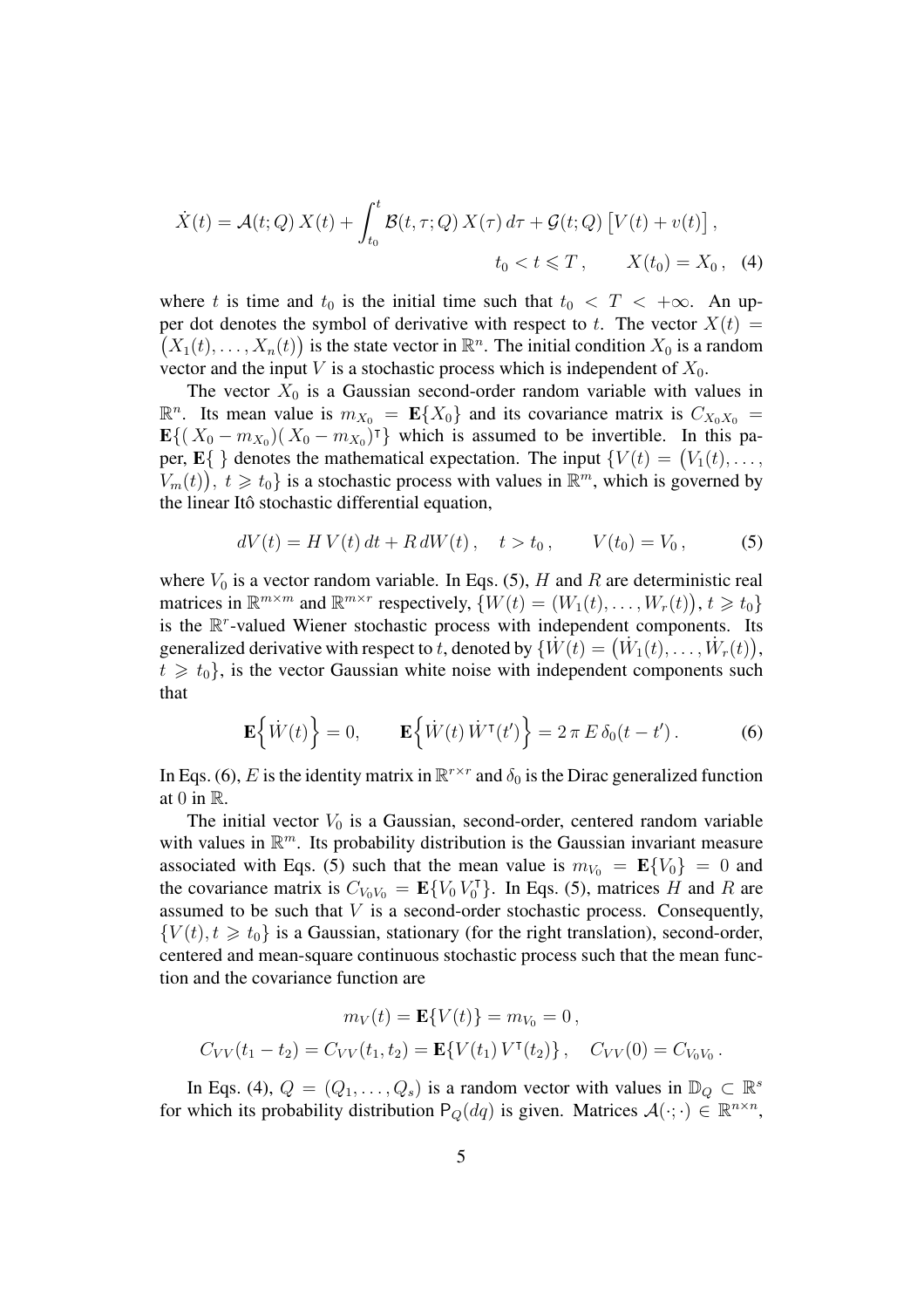$$\dot{X}(t) = \mathcal{A}(t;Q)\, X(t) + \int_{t_0}^{t} \mathcal{B}(t,\tau;Q)\, X(\tau)\, d\tau + \mathcal{G}(t;Q)\left[V(t) + v(t)\right],$$
$$t_0 < t \leqslant T\,, \qquad X(t_0) = X_0\,, \quad (4)$$

where $t$ is time and $t_0$ is the initial time such that $t_0 < T < +\infty$. An upper dot denotes the symbol of derivative with respect to $t$. The vector $X(t) = \big(X_1(t), \ldots, X_n(t)\big)$ is the state vector in $\mathbb{R}^n$. The initial condition $X_0$ is a random vector and the input $V$ is a stochastic process which is independent of $X_0$.

The vector $X_0$ is a Gaussian second-order random variable with values in $\mathbb{R}^n$. Its mean value is $m_{X_0} = \mathbf{E}\{X_0\}$ and its covariance matrix is $C_{X_0X_0} = \mathbf{E}\{(X_0 - m_{X_0})(X_0 - m_{X_0})^{\mathsf{T}}\}$ which is assumed to be invertible. In this paper, $\mathbf{E}\{\ \}$ denotes the mathematical expectation. The input $\{V(t) = \big(V_1(t), \ldots, V_m(t)\big),\ t \geqslant t_0\}$ is a stochastic process with values in $\mathbb{R}^m$, which is governed by the linear Itô stochastic differential equation,

$$dV(t) = H\, V(t)\, dt + R\, dW(t)\,, \quad t > t_0\,, \qquad V(t_0) = V_0\,, \qquad (5)$$

where $V_0$ is a vector random variable. In Eqs. (5), $H$ and $R$ are deterministic real matrices in $\mathbb{R}^{m\times m}$ and $\mathbb{R}^{m\times r}$ respectively, $\{W(t) = (W_1(t), \ldots, W_r(t)\big), t \geqslant t_0\}$ is the $\mathbb{R}^r$-valued Wiener stochastic process with independent components. Its generalized derivative with respect to $t$, denoted by $\{\dot{W}(t) = \big(\dot{W}_1(t), \ldots, \dot{W}_r(t)\big),\ t \geqslant t_0\}$, is the vector Gaussian white noise with independent components such that

$$\mathbf{E}\Big\{\dot{W}(t)\Big\} = 0, \qquad \mathbf{E}\Big\{\dot{W}(t)\, \dot{W}^{\mathsf{T}}(t')\Big\} = 2\,\pi\, E\, \delta_0(t - t')\,. \qquad (6)$$

In Eqs. (6), $E$ is the identity matrix in $\mathbb{R}^{r\times r}$ and $\delta_0$ is the Dirac generalized function at $0$ in $\mathbb{R}$.

The initial vector $V_0$ is a Gaussian, second-order, centered random variable with values in $\mathbb{R}^m$. Its probability distribution is the Gaussian invariant measure associated with Eqs. (5) such that the mean value is $m_{V_0} = \mathbf{E}\{V_0\} = 0$ and the covariance matrix is $C_{V_0V_0} = \mathbf{E}\{V_0\, V_0^{\mathsf{T}}\}$. In Eqs. (5), matrices $H$ and $R$ are assumed to be such that $V$ is a second-order stochastic process. Consequently, $\{V(t), t \geqslant t_0\}$ is a Gaussian, stationary (for the right translation), second-order, centered and mean-square continuous stochastic process such that the mean function and the covariance function are

$$m_V(t) = \mathbf{E}\{V(t)\} = m_{V_0} = 0\,,$$
$$C_{VV}(t_1 - t_2) = C_{VV}(t_1, t_2) = \mathbf{E}\{V(t_1)\, V^{\mathsf{T}}(t_2)\}\,, \quad C_{VV}(0) = C_{V_0V_0}\,.$$

In Eqs. (4), $Q = (Q_1, \ldots, Q_s)$ is a random vector with values in $\mathbb{D}_Q \subset \mathbb{R}^s$ for which its probability distribution $\mathsf{P}_Q(dq)$ is given. Matrices $\mathcal{A}(\cdot;\cdot) \in \mathbb{R}^{n\times n}$,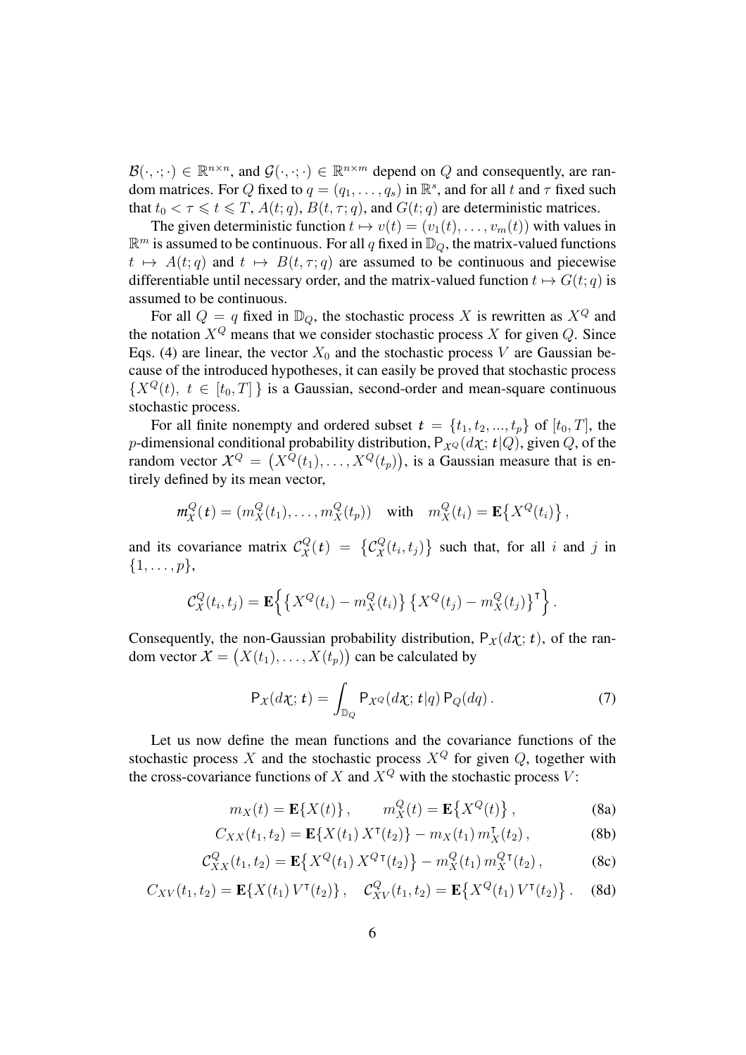$\mathcal{B}(\cdot,\cdot;\cdot) \in \mathbb{R}^{n\times n}$, and $\mathcal{G}(\cdot,\cdot;\cdot) \in \mathbb{R}^{n\times m}$ depend on $Q$ and consequently, are random matrices. For $Q$ fixed to $q = (q_1,\ldots,q_s)$ in $\mathbb{R}^s$, and for all $t$ and $\tau$ fixed such that $t_0 < \tau \leqslant t \leqslant T$, $A(t;q)$, $B(t,\tau;q)$, and $G(t;q)$ are deterministic matrices.

The given deterministic function $t \mapsto v(t) = (v_1(t),\ldots,v_m(t))$ with values in $\mathbb{R}^m$ is assumed to be continuous. For all $q$ fixed in $\mathbb{D}_Q$, the matrix-valued functions $t \mapsto A(t;q)$ and $t \mapsto B(t,\tau;q)$ are assumed to be continuous and piecewise differentiable until necessary order, and the matrix-valued function $t \mapsto G(t;q)$ is assumed to be continuous.

For all $Q = q$ fixed in $\mathbb{D}_Q$, the stochastic process $X$ is rewritten as $X^Q$ and the notation $X^Q$ means that we consider stochastic process $X$ for given $Q$. Since Eqs. (4) are linear, the vector $X_0$ and the stochastic process $V$ are Gaussian because of the introduced hypotheses, it can easily be proved that stochastic process $\{X^Q(t),\ t \in [t_0,T]\}$ is a Gaussian, second-order and mean-square continuous stochastic process.

For all finite nonempty and ordered subset $\boldsymbol{t} = \{t_1,t_2,...,t_p\}$ of $[t_0,T]$, the $p$-dimensional conditional probability distribution, $\mathsf{P}_{\mathcal{X}^Q}(d\chi;\boldsymbol{t}|Q)$, given $Q$, of the random vector $\mathcal{X}^Q = \big(X^Q(t_1),\ldots,X^Q(t_p)\big)$, is a Gaussian measure that is entirely defined by its mean vector,

$$
\boldsymbol{m}_{\mathcal{X}}^Q(\boldsymbol{t}) = (m_X^Q(t_1),\ldots,m_X^Q(t_p)) \quad \text{with} \quad m_X^Q(t_i) = \mathbf{E}\big\{X^Q(t_i)\big\}\,,
$$

and its covariance matrix $\mathcal{C}_{\mathcal{X}}^Q(\boldsymbol{t}) = \big\{\mathcal{C}_{\mathcal{X}}^Q(t_i,t_j)\big\}$ such that, for all $i$ and $j$ in $\{1,\ldots,p\}$,

$$
\mathcal{C}_{\mathcal{X}}^Q(t_i,t_j) = \mathbf{E}\Big\{\big\{X^Q(t_i) - m_X^Q(t_i)\big\}\big\{X^Q(t_j) - m_X^Q(t_j)\big\}^{\mathsf{T}}\Big\}\,.
$$

Consequently, the non-Gaussian probability distribution, $\mathsf{P}_{\mathcal{X}}(d\chi;\boldsymbol{t})$, of the random vector $\mathcal{X} = \big(X(t_1),\ldots,X(t_p)\big)$ can be calculated by

$$
\mathsf{P}_{\mathcal{X}}(d\chi;\boldsymbol{t}) = \int_{\mathbb{D}_Q} \mathsf{P}_{\mathcal{X}^Q}(d\chi;\boldsymbol{t}|q)\,\mathsf{P}_Q(dq)\,. \tag{7}
$$

Let us now define the mean functions and the covariance functions of the stochastic process $X$ and the stochastic process $X^Q$ for given $Q$, together with the cross-covariance functions of $X$ and $X^Q$ with the stochastic process $V$:

$$
m_X(t) = \mathbf{E}\{X(t)\}\,, \qquad m_X^Q(t) = \mathbf{E}\big\{X^Q(t)\big\}\,, \tag{8a}
$$

$$
C_{XX}(t_1,t_2) = \mathbf{E}\{X(t_1)\,X^{\mathsf{T}}(t_2)\} - m_X(t_1)\,m_X^{\mathsf{T}}(t_2)\,, \tag{8b}
$$

$$
\mathcal{C}_{XX}^Q(t_1,t_2) = \mathbf{E}\big\{X^Q(t_1)\,X^{Q\,\mathsf{T}}(t_2)\big\} - m_X^Q(t_1)\,m_X^{Q\,\mathsf{T}}(t_2)\,, \tag{8c}
$$

$$
C_{XV}(t_1,t_2) = \mathbf{E}\{X(t_1)\,V^{\mathsf{T}}(t_2)\}\,, \quad \mathcal{C}_{XV}^Q(t_1,t_2) = \mathbf{E}\big\{X^Q(t_1)\,V^{\mathsf{T}}(t_2)\big\}\,. \tag{8d}
$$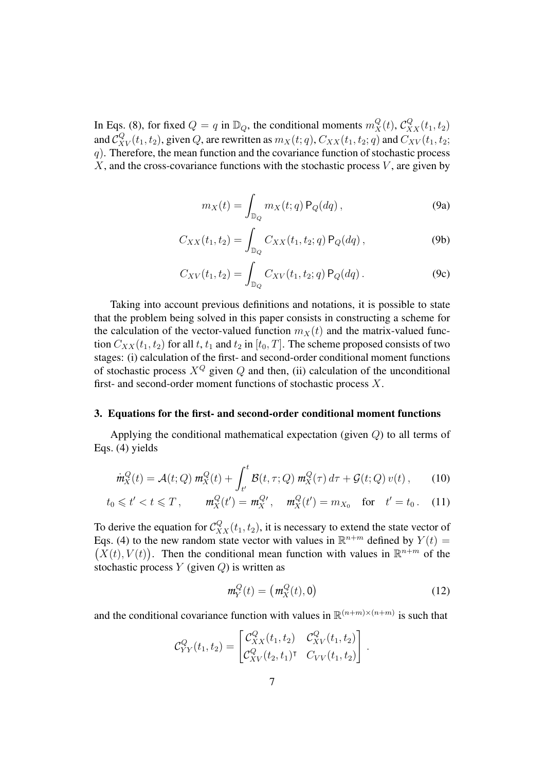In Eqs. (8), for fixed $Q = q$ in $\mathbb{D}_Q$, the conditional moments $m_X^Q(t)$, $\mathcal{C}_{XX}^Q(t_1, t_2)$ and $\mathcal{C}_{XV}^Q(t_1, t_2)$, given $Q$, are rewritten as $m_X(t; q)$, $C_{XX}(t_1, t_2; q)$ and $C_{XV}(t_1, t_2; q)$. Therefore, the mean function and the covariance function of stochastic process $X$, and the cross-covariance functions with the stochastic process $V$, are given by

$$m_X(t) = \int_{\mathbb{D}_Q} m_X(t; q) \, \mathsf{P}_Q(dq) \,, \tag{9a}$$

$$C_{XX}(t_1, t_2) = \int_{\mathbb{D}_Q} C_{XX}(t_1, t_2; q) \, \mathsf{P}_Q(dq) \,, \tag{9b}$$

$$C_{XV}(t_1, t_2) = \int_{\mathbb{D}_Q} C_{XV}(t_1, t_2; q) \, \mathsf{P}_Q(dq) \,. \tag{9c}$$

Taking into account previous definitions and notations, it is possible to state that the problem being solved in this paper consists in constructing a scheme for the calculation of the vector-valued function $m_X(t)$ and the matrix-valued function $C_{XX}(t_1, t_2)$ for all $t$, $t_1$ and $t_2$ in $[t_0, T]$. The scheme proposed consists of two stages: (i) calculation of the first- and second-order conditional moment functions of stochastic process $X^Q$ given $Q$ and then, (ii) calculation of the unconditional first- and second-order moment functions of stochastic process $X$.

### 3. Equations for the first- and second-order conditional moment functions

Applying the conditional mathematical expectation (given $Q$) to all terms of Eqs. (4) yields

$$\dot{m}_X^Q(t) = \mathcal{A}(t; Q) \, m_X^Q(t) + \int_{t'}^{t} \mathcal{B}(t, \tau; Q) \, m_X^Q(\tau) \, d\tau + \mathcal{G}(t; Q) \, v(t) \,, \tag{10}$$

$$t_0 \leqslant t' < t \leqslant T \,, \qquad m_X^Q(t') = m_X^{Q\prime} \,, \quad m_X^Q(t') = m_{X_0} \quad \text{for} \quad t' = t_0 \,. \tag{11}$$

To derive the equation for $\mathcal{C}_{XX}^Q(t_1, t_2)$, it is necessary to extend the state vector of Eqs. (4) to the new random state vector with values in $\mathbb{R}^{n+m}$ defined by $Y(t) = \big(X(t), V(t)\big)$. Then the conditional mean function with values in $\mathbb{R}^{n+m}$ of the stochastic process $Y$ (given $Q$) is written as

$$m_Y^Q(t) = \big(m_X^Q(t), 0\big) \tag{12}$$

and the conditional covariance function with values in $\mathbb{R}^{(n+m)\times(n+m)}$ is such that

$$\mathcal{C}_{YY}^Q(t_1, t_2) = \begin{bmatrix} \mathcal{C}_{XX}^Q(t_1, t_2) & \mathcal{C}_{XV}^Q(t_1, t_2) \\ \mathcal{C}_{XV}^Q(t_2, t_1)^\intercal & C_{VV}(t_1, t_2) \end{bmatrix} .$$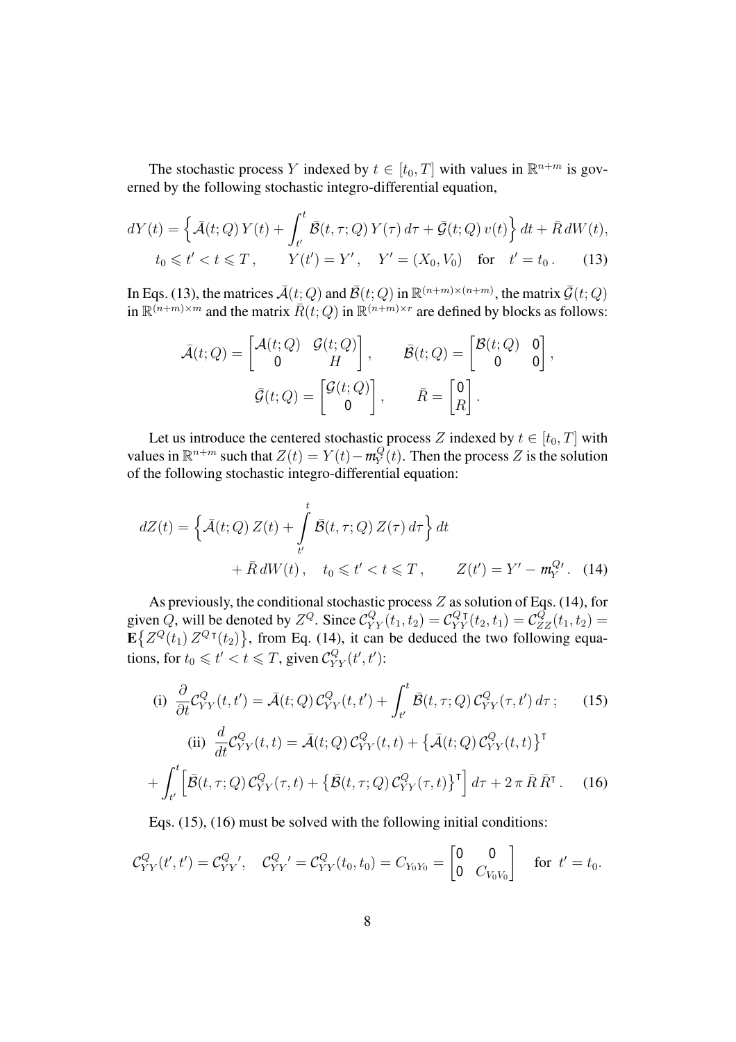The stochastic process $Y$ indexed by $t \in [t_0, T]$ with values in $\mathbb{R}^{n+m}$ is governed by the following stochastic integro-differential equation,

$$
\begin{aligned}
dY(t) = \Big\{ \bar{\mathcal{A}}(t;Q)\, Y(t) + \int_{t'}^{t} \bar{\mathcal{B}}(t,\tau;Q)\, Y(\tau)\, d\tau + \bar{\mathcal{G}}(t;Q)\, v(t) \Big\}\, dt + \bar{R}\, dW(t), \\
t_0 \leqslant t' < t \leqslant T\,, \qquad Y(t') = Y'\,, \quad Y' = (X_0, V_0) \quad \text{for} \quad t' = t_0\,. \qquad (13)
\end{aligned}
$$

In Eqs. (13), the matrices $\bar{\mathcal{A}}(t;Q)$ and $\bar{\mathcal{B}}(t;Q)$ in $\mathbb{R}^{(n+m)\times(n+m)}$, the matrix $\bar{\mathcal{G}}(t;Q)$ in $\mathbb{R}^{(n+m)\times m}$ and the matrix $\bar{R}(t;Q)$ in $\mathbb{R}^{(n+m)\times r}$ are defined by blocks as follows:

$$
\bar{\mathcal{A}}(t;Q) = \begin{bmatrix} \mathcal{A}(t;Q) & \mathcal{G}(t;Q) \\ 0 & H \end{bmatrix}, \qquad \bar{\mathcal{B}}(t;Q) = \begin{bmatrix} \mathcal{B}(t;Q) & 0 \\ 0 & 0 \end{bmatrix},
$$

$$
\bar{\mathcal{G}}(t;Q) = \begin{bmatrix} \mathcal{G}(t;Q) \\ 0 \end{bmatrix}, \qquad \bar{R} = \begin{bmatrix} 0 \\ R \end{bmatrix}.
$$

Let us introduce the centered stochastic process $Z$ indexed by $t \in [t_0, T]$ with values in $\mathbb{R}^{n+m}$ such that $Z(t) = Y(t) - \mathfrak{m}_Y^Q(t)$. Then the process $Z$ is the solution of the following stochastic integro-differential equation:

$$
\begin{aligned}
dZ(t) = \Big\{ \bar{\mathcal{A}}(t;Q)\, Z(t) + \int_{t'}^{t} \bar{\mathcal{B}}(t,\tau;Q)\, Z(\tau)\, d\tau \Big\}\, dt \\
+ \bar{R}\, dW(t)\,, \quad t_0 \leqslant t' < t \leqslant T\,, \qquad Z(t') = Y' - \mathfrak{m}_Y^{Q\prime}\,. \qquad (14)
\end{aligned}
$$

As previously, the conditional stochastic process $Z$ as solution of Eqs. (14), for given $Q$, will be denoted by $Z^Q$. Since $\mathcal{C}_{YY}^Q(t_1,t_2) = \mathcal{C}_{YY}^{Q\,\mathsf{T}}(t_2,t_1) = \mathcal{C}_{ZZ}^Q(t_1,t_2) = \mathbf{E}\{Z^Q(t_1)\, Z^{Q\,\mathsf{T}}(t_2)\}$, from Eq. (14), it can be deduced the two following equations, for $t_0 \leqslant t' < t \leqslant T$, given $\mathcal{C}_{YY}^Q(t',t')$:

$$
\text{(i)} \;\; \frac{\partial}{\partial t}\mathcal{C}_{YY}^Q(t,t') = \bar{\mathcal{A}}(t;Q)\, \mathcal{C}_{YY}^Q(t,t') + \int_{t'}^{t} \bar{\mathcal{B}}(t,\tau;Q)\, \mathcal{C}_{YY}^Q(\tau,t')\, d\tau\,; \qquad (15)
$$

$$
\begin{aligned}
\text{(ii)} \;\; \frac{d}{dt}\mathcal{C}_{YY}^Q(t,t) = \bar{\mathcal{A}}(t;Q)\, \mathcal{C}_{YY}^Q(t,t) + \big\{\bar{\mathcal{A}}(t;Q)\, \mathcal{C}_{YY}^Q(t,t)\big\}^{\mathsf{T}} \\
+ \int_{t'}^{t} \Big[ \bar{\mathcal{B}}(t,\tau;Q)\, \mathcal{C}_{YY}^Q(\tau,t) + \big\{\bar{\mathcal{B}}(t,\tau;Q)\, \mathcal{C}_{YY}^Q(\tau,t)\big\}^{\mathsf{T}} \Big]\, d\tau + 2\,\pi\, \bar{R}\, \bar{R}^{\mathsf{T}}\,. \qquad (16)
\end{aligned}
$$

Eqs. (15), (16) must be solved with the following initial conditions:

$$
\mathcal{C}_{YY}^Q(t',t') = \mathcal{C}_{YY}^{Q\,\prime}, \quad \mathcal{C}_{YY}^{Q\,\prime} = \mathcal{C}_{YY}^Q(t_0,t_0) = C_{Y_0Y_0} = \begin{bmatrix} 0 & 0 \\ 0 & C_{V_0V_0} \end{bmatrix} \quad \text{for} \;\; t' = t_0.
$$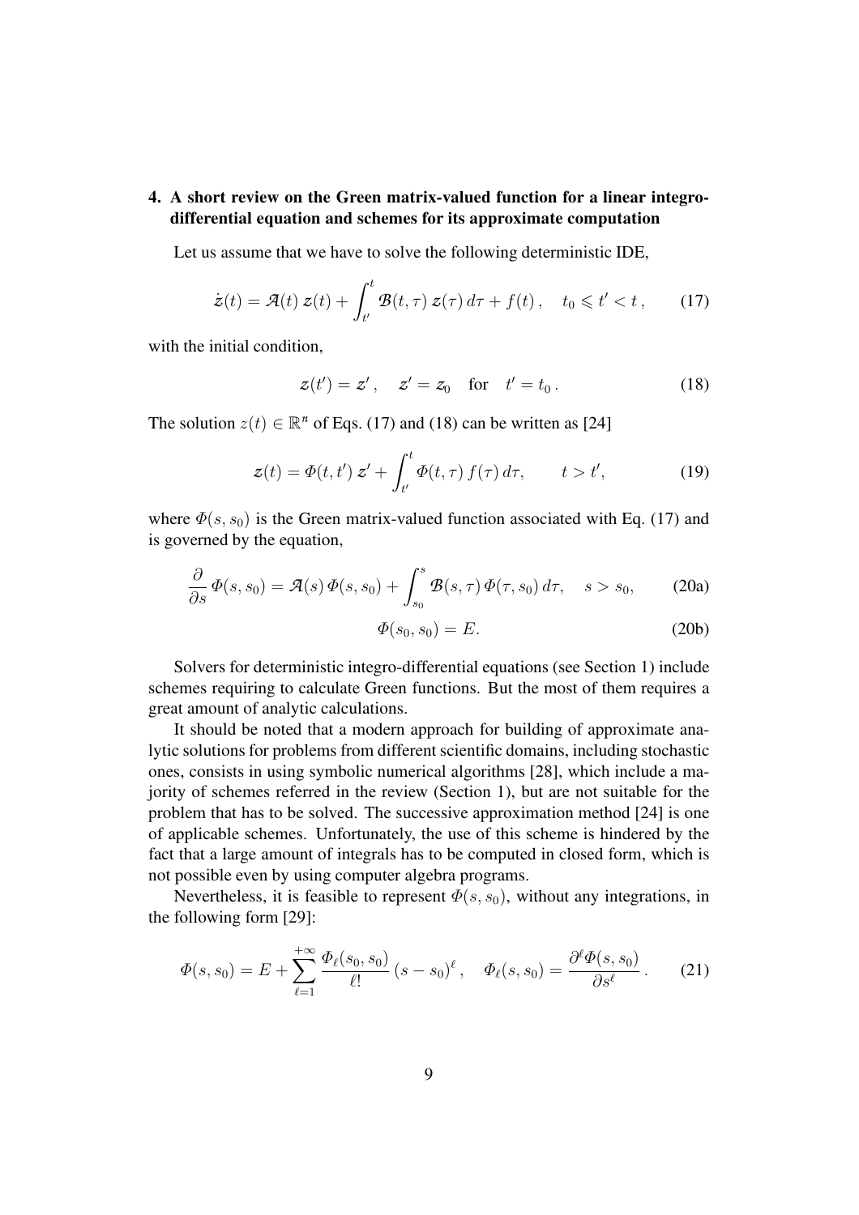## 4. A short review on the Green matrix-valued function for a linear integro-differential equation and schemes for its approximate computation

Let us assume that we have to solve the following deterministic IDE,

$$\dot{z}(t) = \mathcal{A}(t)\, z(t) + \int_{t'}^{t} \mathcal{B}(t,\tau)\, z(\tau)\, d\tau + f(t)\,, \quad t_0 \leqslant t' < t\,, \tag{17}$$

with the initial condition,

$$z(t') = z'\,, \quad z' = z_0 \quad \text{for} \quad t' = t_0\,. \tag{18}$$

The solution $z(t) \in \mathbb{R}^n$ of Eqs. (17) and (18) can be written as [24]

$$z(t) = \Phi(t,t')\, z' + \int_{t'}^{t} \Phi(t,\tau)\, f(\tau)\, d\tau, \qquad t > t', \tag{19}$$

where $\Phi(s, s_0)$ is the Green matrix-valued function associated with Eq. (17) and is governed by the equation,

$$\frac{\partial}{\partial s}\, \Phi(s,s_0) = \mathcal{A}(s)\, \Phi(s,s_0) + \int_{s_0}^{s} \mathcal{B}(s,\tau)\, \Phi(\tau,s_0)\, d\tau, \quad s > s_0, \tag{20a}$$

$$\Phi(s_0,s_0) = E. \tag{20b}$$

Solvers for deterministic integro-differential equations (see Section 1) include schemes requiring to calculate Green functions. But the most of them requires a great amount of analytic calculations.

It should be noted that a modern approach for building of approximate analytic solutions for problems from different scientific domains, including stochastic ones, consists in using symbolic numerical algorithms [28], which include a majority of schemes referred in the review (Section 1), but are not suitable for the problem that has to be solved. The successive approximation method [24] is one of applicable schemes. Unfortunately, the use of this scheme is hindered by the fact that a large amount of integrals has to be computed in closed form, which is not possible even by using computer algebra programs.

Nevertheless, it is feasible to represent $\Phi(s, s_0)$, without any integrations, in the following form [29]:

$$\Phi(s,s_0) = E + \sum_{\ell=1}^{+\infty} \frac{\Phi_\ell(s_0,s_0)}{\ell!}\, (s-s_0)^\ell\,, \quad \Phi_\ell(s,s_0) = \frac{\partial^\ell \Phi(s,s_0)}{\partial s^\ell}\,. \tag{21}$$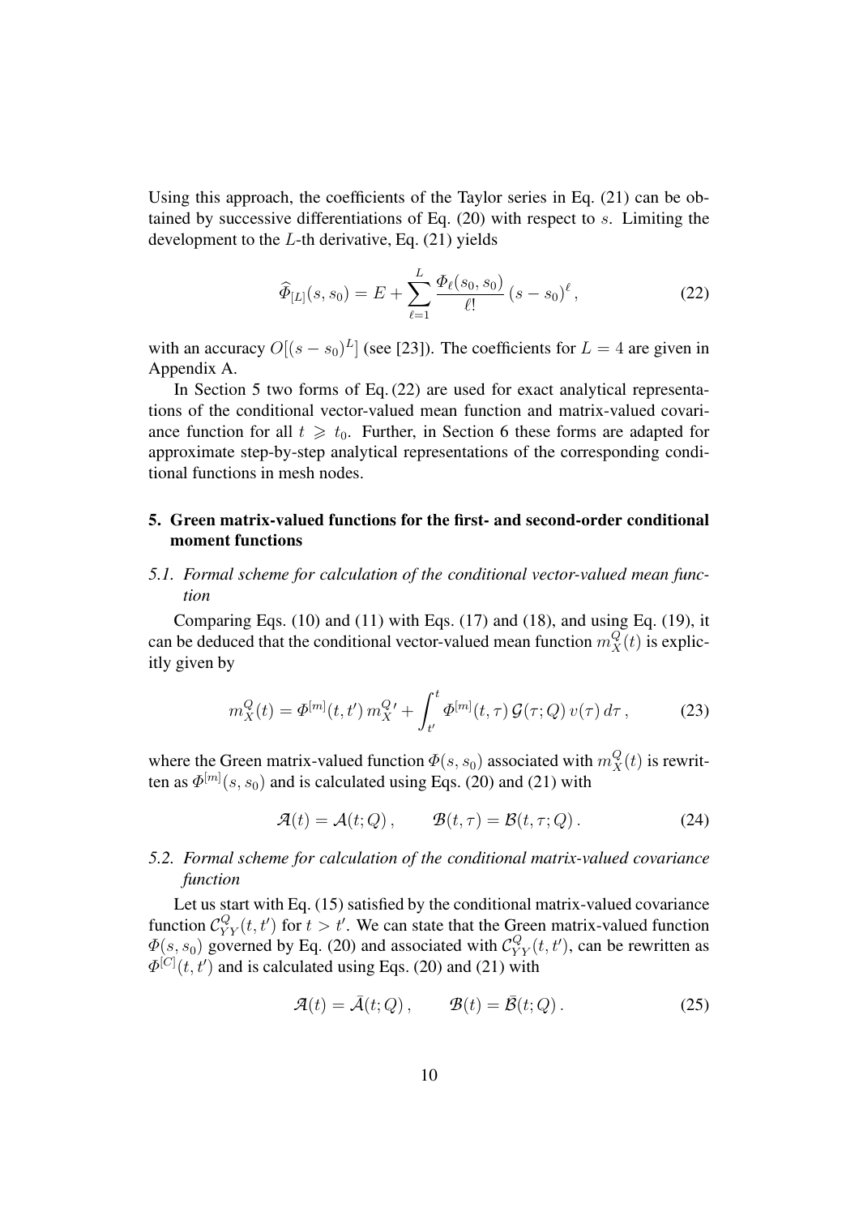Using this approach, the coefficients of the Taylor series in Eq. (21) can be obtained by successive differentiations of Eq. (20) with respect to $s$. Limiting the development to the $L$-th derivative, Eq. (21) yields

$$\widehat{\Phi}_{[L]}(s, s_0) = E + \sum_{\ell=1}^{L} \frac{\Phi_\ell(s_0, s_0)}{\ell!} (s - s_0)^\ell , \tag{22}$$

with an accuracy $O[(s - s_0)^L]$ (see [23]). The coefficients for $L = 4$ are given in Appendix A.

In Section 5 two forms of Eq. (22) are used for exact analytical representations of the conditional vector-valued mean function and matrix-valued covariance function for all $t \geqslant t_0$. Further, in Section 6 these forms are adapted for approximate step-by-step analytical representations of the corresponding conditional functions in mesh nodes.

## 5. Green matrix-valued functions for the first- and second-order conditional moment functions

### *5.1. Formal scheme for calculation of the conditional vector-valued mean function*

Comparing Eqs. (10) and (11) with Eqs. (17) and (18), and using Eq. (19), it can be deduced that the conditional vector-valued mean function $m_X^Q(t)$ is explicitly given by

$$m_X^Q(t) = \Phi^{[m]}(t, t')\, m_X^{Q\,\prime} + \int_{t'}^{t} \Phi^{[m]}(t, \tau)\, \mathcal{G}(\tau; Q)\, v(\tau)\, d\tau , \tag{23}$$

where the Green matrix-valued function $\Phi(s, s_0)$ associated with $m_X^Q(t)$ is rewritten as $\Phi^{[m]}(s, s_0)$ and is calculated using Eqs. (20) and (21) with

$$\mathcal{A}(t) = \mathcal{A}(t; Q) , \qquad \mathcal{B}(t, \tau) = \mathcal{B}(t, \tau; Q) . \tag{24}$$

### *5.2. Formal scheme for calculation of the conditional matrix-valued covariance function*

Let us start with Eq. (15) satisfied by the conditional matrix-valued covariance function $\mathcal{C}_{YY}^Q(t, t')$ for $t > t'$. We can state that the Green matrix-valued function $\Phi(s, s_0)$ governed by Eq. (20) and associated with $\mathcal{C}_{YY}^Q(t, t')$, can be rewritten as $\Phi^{[C]}(t, t')$ and is calculated using Eqs. (20) and (21) with

$$\mathcal{A}(t) = \bar{\mathcal{A}}(t; Q) , \qquad \mathcal{B}(t) = \bar{\mathcal{B}}(t; Q) . \tag{25}$$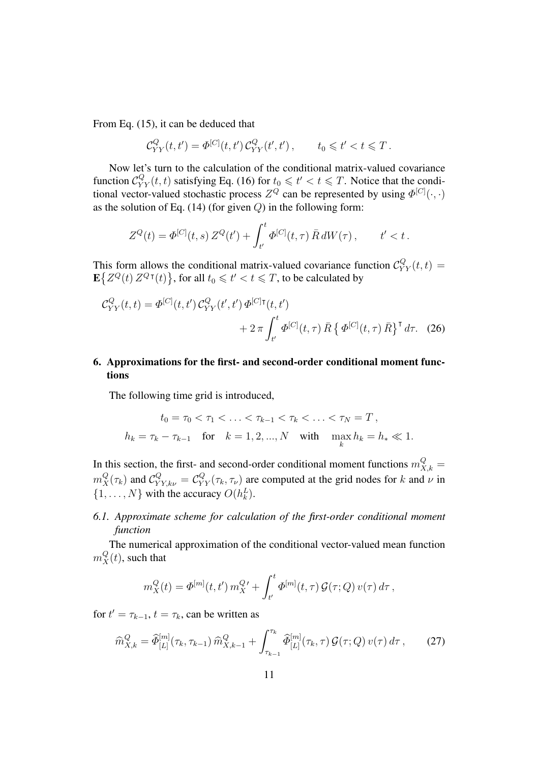From Eq. (15), it can be deduced that

$$\mathcal{C}^{Q}_{YY}(t,t') = \Phi^{[C]}(t,t')\, \mathcal{C}^{Q}_{YY}(t',t')\,, \qquad t_0 \leqslant t' < t \leqslant T\,.$$

Now let's turn to the calculation of the conditional matrix-valued covariance function $\mathcal{C}^{Q}_{YY}(t,t)$ satisfying Eq. (16) for $t_0 \leqslant t' < t \leqslant T$. Notice that the conditional vector-valued stochastic process $Z^Q$ can be represented by using $\Phi^{[C]}(\cdot,\cdot)$ as the solution of Eq. (14) (for given $Q$) in the following form:

$$Z^Q(t) = \Phi^{[C]}(t,s)\, Z^Q(t') + \int_{t'}^{t} \Phi^{[C]}(t,\tau)\, \bar{R}\, dW(\tau)\,, \qquad t' < t\,.$$

This form allows the conditional matrix-valued covariance function $\mathcal{C}^{Q}_{YY}(t,t) = \mathbf{E}\big\{ Z^Q(t)\, Z^{Q\,\intercal}(t) \big\}$, for all $t_0 \leqslant t' < t \leqslant T$, to be calculated by

$$\mathcal{C}^{Q}_{YY}(t,t) = \Phi^{[C]}(t,t')\, \mathcal{C}^{Q}_{YY}(t',t')\, \Phi^{[C]\intercal}(t,t') + 2\,\pi \int_{t'}^{t} \Phi^{[C]}(t,\tau)\, \bar{R} \left\{ \Phi^{[C]}(t,\tau)\, \bar{R} \right\}^{\intercal} d\tau. \quad (26)$$

## 6. Approximations for the first- and second-order conditional moment functions

The following time grid is introduced,

$$t_0 = \tau_0 < \tau_1 < \ldots < \tau_{k-1} < \tau_k < \ldots < \tau_N = T\,,$$

$$h_k = \tau_k - \tau_{k-1} \quad \text{for} \quad k = 1, 2, ..., N \quad \text{with} \quad \max_k h_k = h_* \ll 1.$$

In this section, the first- and second-order conditional moment functions $m^Q_{X,k} = m^Q_X(\tau_k)$ and $\mathcal{C}^{Q}_{YY,k\nu} = \mathcal{C}^{Q}_{YY}(\tau_k,\tau_\nu)$ are computed at the grid nodes for $k$ and $\nu$ in $\{1,\ldots,N\}$ with the accuracy $O(h_k^L)$.

### *6.1. Approximate scheme for calculation of the first-order conditional moment function*

The numerical approximation of the conditional vector-valued mean function $m^Q_X(t)$, such that

$$m^Q_X(t) = \Phi^{[m]}(t,t')\, m^{Q\,\prime}_X + \int_{t'}^{t} \Phi^{[m]}(t,\tau)\, \mathcal{G}(\tau;Q)\, v(\tau)\, d\tau\,,$$

for $t' = \tau_{k-1}$, $t = \tau_k$, can be written as

$$\widehat{m}^Q_{X,k} = \widehat{\Phi}^{[m]}_{[L]}(\tau_k,\tau_{k-1})\, \widehat{m}^Q_{X,k-1} + \int_{\tau_{k-1}}^{\tau_k} \widehat{\Phi}^{[m]}_{[L]}(\tau_k,\tau)\, \mathcal{G}(\tau;Q)\, v(\tau)\, d\tau\,, \qquad (27)$$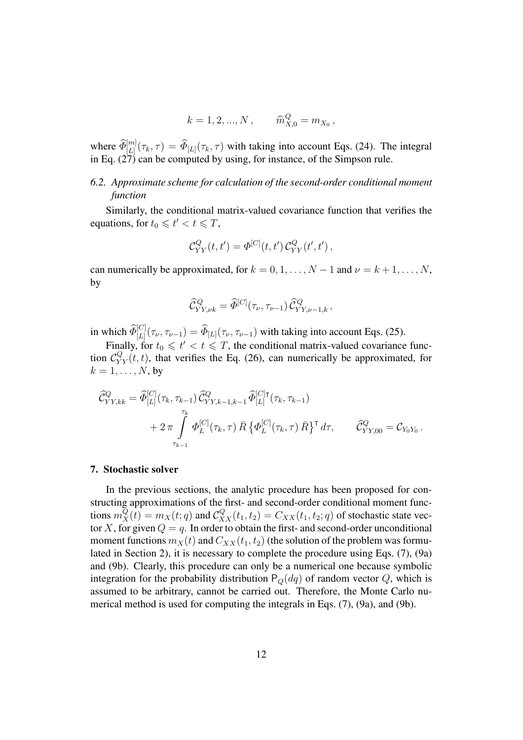$$k = 1, 2, ..., N\,, \qquad \widehat{m}^{Q}_{X,0} = m_{X_0}\,,$$

where $\widehat{\varPhi}^{[m]}_{[L]}(\tau_k, \tau) = \widehat{\varPhi}_{[L]}(\tau_k, \tau)$ with taking into account Eqs. (24). The integral in Eq. (27) can be computed by using, for instance, of the Simpson rule.

### *6.2. Approximate scheme for calculation of the second-order conditional moment function*

Similarly, the conditional matrix-valued covariance function that verifies the equations, for $t_0 \leqslant t' < t \leqslant T$,

$$\mathcal{C}^{Q}_{YY}(t, t') = \varPhi^{[C]}(t, t')\, \mathcal{C}^{Q}_{YY}(t', t')\,,$$

can numerically be approximated, for $k = 0, 1, \ldots, N-1$ and $\nu = k+1, \ldots, N$, by

$$\widehat{\mathcal{C}}^{Q}_{YY,\nu k} = \widehat{\varPhi}^{[C]}(\tau_\nu, \tau_{\nu-1})\, \widehat{\mathcal{C}}^{Q}_{YY,\nu-1,k}\,,$$

in which $\widehat{\varPhi}^{[C]}_{[L]}(\tau_\nu, \tau_{\nu-1}) = \widehat{\varPhi}_{[L]}(\tau_\nu, \tau_{\nu-1})$ with taking into account Eqs. (25).

Finally, for $t_0 \leqslant t' < t \leqslant T$, the conditional matrix-valued covariance function $\mathcal{C}^{Q}_{YY}(t, t)$, that verifies the Eq. (26), can numerically be approximated, for $k = 1, \ldots, N$, by

$$\widehat{\mathcal{C}}^{Q}_{YY,kk} = \widehat{\varPhi}^{[C]}_{[L]}(\tau_k, \tau_{k-1})\, \widehat{\mathcal{C}}^{Q}_{YY,k-1,k-1}\, \widehat{\varPhi}^{[C]\mathsf{T}}_{[L]}(\tau_k, \tau_{k-1}) + 2\,\pi \int\limits_{\tau_{k-1}}^{\tau_k} \varPhi^{[C]}_{L}(\tau_k, \tau)\, \bar{R}\, \big\{\varPhi^{[C]}_{L}(\tau_k, \tau)\, \bar{R}\big\}^{\mathsf{T}}\, d\tau, \qquad \widehat{\mathcal{C}}^{Q}_{YY,00} = \mathcal{C}_{Y_0 Y_0}\,.$$

## 7. Stochastic solver

In the previous sections, the analytic procedure has been proposed for constructing approximations of the first- and second-order conditional moment functions $m^{Q}_{X}(t) = m_X(t; q)$ and $\mathcal{C}^{Q}_{XX}(t_1, t_2) = C_{XX}(t_1, t_2; q)$ of stochastic state vector $X$, for given $Q = q$. In order to obtain the first- and second-order unconditional moment functions $m_X(t)$ and $C_{XX}(t_1, t_2)$ (the solution of the problem was formulated in Section 2), it is necessary to complete the procedure using Eqs. (7), (9a) and (9b). Clearly, this procedure can only be a numerical one because symbolic integration for the probability distribution $\mathsf{P}_Q(dq)$ of random vector $Q$, which is assumed to be arbitrary, cannot be carried out. Therefore, the Monte Carlo numerical method is used for computing the integrals in Eqs. (7), (9a), and (9b).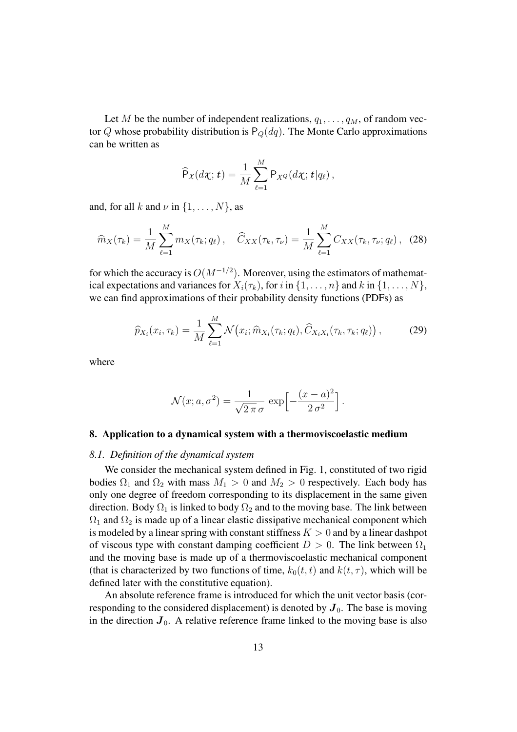Let $M$ be the number of independent realizations, $q_1, \ldots, q_M$, of random vector $Q$ whose probability distribution is $\mathsf{P}_Q(dq)$. The Monte Carlo approximations can be written as

$$
\widehat{\mathsf{P}}_X(d\boldsymbol{\chi}; \boldsymbol{t}) = \frac{1}{M} \sum_{\ell=1}^{M} \mathsf{P}_{X^Q}(d\boldsymbol{\chi}; \boldsymbol{t} | q_\ell) \, ,
$$

and, for all $k$ and $\nu$ in $\{1, \ldots, N\}$, as

$$
\widehat{m}_X(\tau_k) = \frac{1}{M} \sum_{\ell=1}^{M} m_X(\tau_k; q_\ell) \, , \quad \widehat{C}_{XX}(\tau_k, \tau_\nu) = \frac{1}{M} \sum_{\ell=1}^{M} C_{XX}(\tau_k, \tau_\nu; q_\ell) \, , \tag{28}
$$

for which the accuracy is $O(M^{-1/2})$. Moreover, using the estimators of mathematical expectations and variances for $X_i(\tau_k)$, for $i$ in $\{1, \ldots, n\}$ and $k$ in $\{1, \ldots, N\}$, we can find approximations of their probability density functions (PDFs) as

$$
\widehat{p}_{X_i}(x_i, \tau_k) = \frac{1}{M} \sum_{\ell=1}^{M} \mathcal{N}\big(x_i; \widehat{m}_{X_i}(\tau_k; q_\ell), \widehat{C}_{X_i X_i}(\tau_k, \tau_k; q_\ell)\big) \, , \tag{29}
$$

where

$$
\mathcal{N}(x; a, \sigma^2) = \frac{1}{\sqrt{2\,\pi}\,\sigma} \, \exp\Big[-\frac{(x-a)^2}{2\,\sigma^2}\Big] \, .
$$

## 8. Application to a dynamical system with a thermoviscoelastic medium

### *8.1. Definition of the dynamical system*

We consider the mechanical system defined in Fig. 1, constituted of two rigid bodies $\Omega_1$ and $\Omega_2$ with mass $M_1 > 0$ and $M_2 > 0$ respectively. Each body has only one degree of freedom corresponding to its displacement in the same given direction. Body $\Omega_1$ is linked to body $\Omega_2$ and to the moving base. The link between $\Omega_1$ and $\Omega_2$ is made up of a linear elastic dissipative mechanical component which is modeled by a linear spring with constant stiffness $K > 0$ and by a linear dashpot of viscous type with constant damping coefficient $D > 0$. The link between $\Omega_1$ and the moving base is made up of a thermoviscoelastic mechanical component (that is characterized by two functions of time, $k_0(t, t)$ and $k(t, \tau)$, which will be defined later with the constitutive equation).

An absolute reference frame is introduced for which the unit vector basis (corresponding to the considered displacement) is denoted by $\boldsymbol{J}_0$. The base is moving in the direction $\boldsymbol{J}_0$. A relative reference frame linked to the moving base is also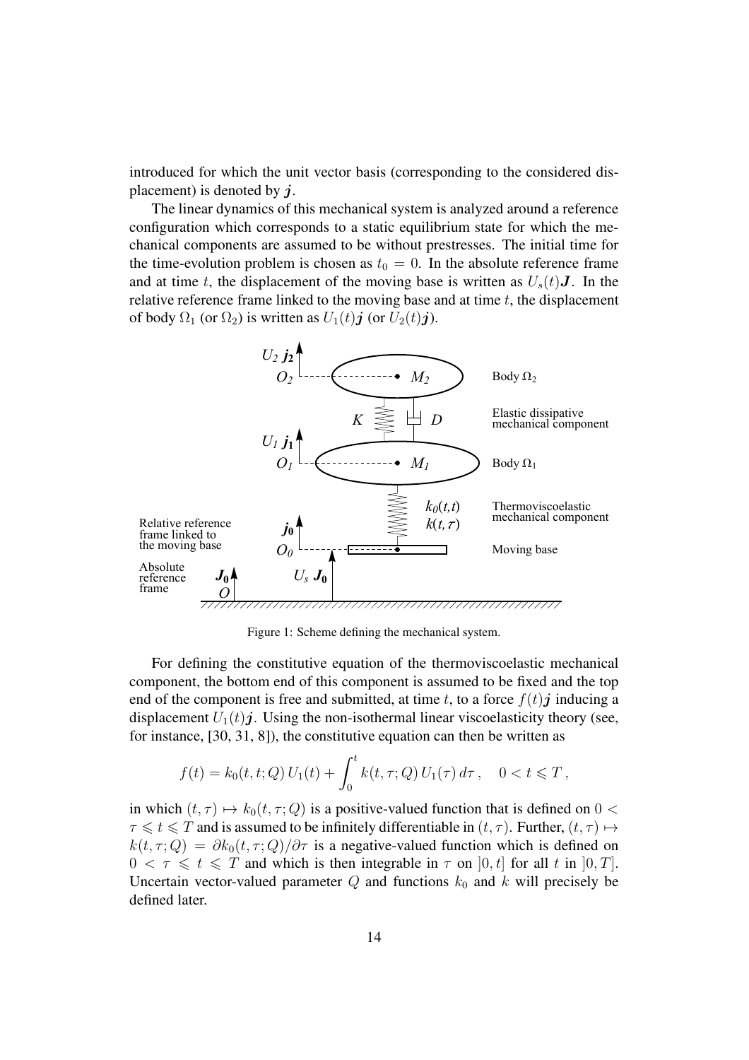introduced for which the unit vector basis (corresponding to the considered displacement) is denoted by $\boldsymbol{j}$.

The linear dynamics of this mechanical system is analyzed around a reference configuration which corresponds to a static equilibrium state for which the mechanical components are assumed to be without prestresses. The initial time for the time-evolution problem is chosen as $t_0 = 0$. In the absolute reference frame and at time $t$, the displacement of the moving base is written as $U_s(t)\boldsymbol{J}$. In the relative reference frame linked to the moving base and at time $t$, the displacement of body $\Omega_1$ (or $\Omega_2$) is written as $U_1(t)\boldsymbol{j}$ (or $U_2(t)\boldsymbol{j}$).

Figure 1: Scheme defining the mechanical system.

For defining the constitutive equation of the thermoviscoelastic mechanical component, the bottom end of this component is assumed to be fixed and the top end of the component is free and submitted, at time $t$, to a force $f(t)\boldsymbol{j}$ inducing a displacement $U_1(t)\boldsymbol{j}$. Using the non-isothermal linear viscoelasticity theory (see, for instance, [30, 31, 8]), the constitutive equation can then be written as

$$f(t) = k_0(t, t; Q)\, U_1(t) + \int_0^t k(t, \tau; Q)\, U_1(\tau)\, d\tau\,, \quad 0 < t \leqslant T\,,$$

in which $(t, \tau) \mapsto k_0(t, \tau; Q)$ is a positive-valued function that is defined on $0 < \tau \leqslant t \leqslant T$ and is assumed to be infinitely differentiable in $(t, \tau)$. Further, $(t, \tau) \mapsto k(t, \tau; Q) = \partial k_0(t, \tau; Q)/\partial\tau$ is a negative-valued function which is defined on $0 < \tau \leqslant t \leqslant T$ and which is then integrable in $\tau$ on $]0, t]$ for all $t$ in $]0, T]$. Uncertain vector-valued parameter $Q$ and functions $k_0$ and $k$ will precisely be defined later.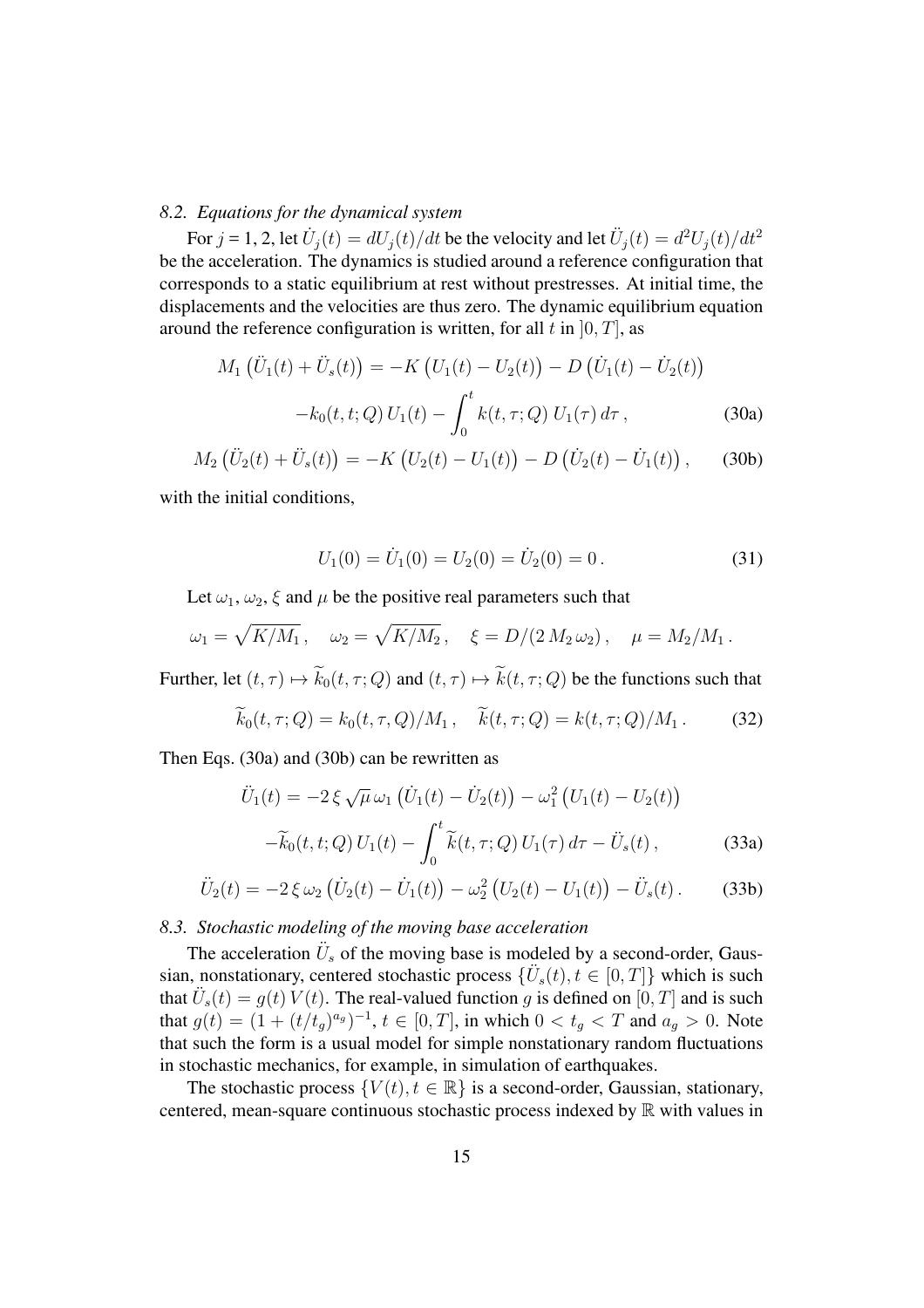### 8.2. *Equations for the dynamical system*

For $j$ = 1, 2, let $\dot{U}_j(t) = dU_j(t)/dt$ be the velocity and let $\ddot{U}_j(t) = d^2U_j(t)/dt^2$ be the acceleration. The dynamics is studied around a reference configuration that corresponds to a static equilibrium at rest without prestresses. At initial time, the displacements and the velocities are thus zero. The dynamic equilibrium equation around the reference configuration is written, for all $t$ in $]0, T]$, as

$$
\begin{aligned}
M_1\big(\ddot{U}_1(t) + \ddot{U}_s(t)\big) &= -K\big(U_1(t) - U_2(t)\big) - D\big(\dot{U}_1(t) - \dot{U}_2(t)\big) \\
&\quad - k_0(t,t;Q)\, U_1(t) - \int_0^t k(t,\tau;Q)\, U_1(\tau)\, d\tau\,, \qquad (30a)
\end{aligned}
$$

$$
M_2\big(\ddot{U}_2(t) + \ddot{U}_s(t)\big) = -K\big(U_2(t) - U_1(t)\big) - D\big(\dot{U}_2(t) - \dot{U}_1(t)\big)\,, \qquad (30b)
$$

with the initial conditions,

$$
U_1(0) = \dot{U}_1(0) = U_2(0) = \dot{U}_2(0) = 0\,. \qquad (31)
$$

Let $\omega_1$, $\omega_2$, $\xi$ and $\mu$ be the positive real parameters such that

$$
\omega_1 = \sqrt{K/M_1}\,, \quad \omega_2 = \sqrt{K/M_2}\,, \quad \xi = D/(2\,M_2\,\omega_2)\,, \quad \mu = M_2/M_1\,.
$$

Further, let $(t,\tau) \mapsto \widetilde{k}_0(t,\tau;Q)$ and $(t,\tau) \mapsto \widetilde{k}(t,\tau;Q)$ be the functions such that

$$
\widetilde{k}_0(t,\tau;Q) = k_0(t,\tau,Q)/M_1\,, \quad \widetilde{k}(t,\tau;Q) = k(t,\tau;Q)/M_1\,. \qquad (32)
$$

Then Eqs. (30a) and (30b) can be rewritten as

$$
\begin{aligned}
\ddot{U}_1(t) &= -2\,\xi\,\sqrt{\mu}\,\omega_1\big(\dot{U}_1(t) - \dot{U}_2(t)\big) - \omega_1^2\big(U_1(t) - U_2(t)\big) \\
&\quad - \widetilde{k}_0(t,t;Q)\, U_1(t) - \int_0^t \widetilde{k}(t,\tau;Q)\, U_1(\tau)\, d\tau - \ddot{U}_s(t)\,, \qquad (33a)
\end{aligned}
$$

$$
\ddot{U}_2(t) = -2\,\xi\,\omega_2\big(\dot{U}_2(t) - \dot{U}_1(t)\big) - \omega_2^2\big(U_2(t) - U_1(t)\big) - \ddot{U}_s(t)\,. \qquad (33b)
$$

### 8.3. *Stochastic modeling of the moving base acceleration*

The acceleration $\ddot{U}_s$ of the moving base is modeled by a second-order, Gaussian, nonstationary, centered stochastic process $\{\ddot{U}_s(t), t \in [0,T]\}$ which is such that $\ddot{U}_s(t) = g(t)\, V(t)$. The real-valued function $g$ is defined on $[0,T]$ and is such that $g(t) = (1 + (t/t_g)^{a_g})^{-1}$, $t \in [0,T]$, in which $0 < t_g < T$ and $a_g > 0$. Note that such the form is a usual model for simple nonstationary random fluctuations in stochastic mechanics, for example, in simulation of earthquakes.

The stochastic process $\{V(t), t \in \mathbb{R}\}$ is a second-order, Gaussian, stationary, centered, mean-square continuous stochastic process indexed by $\mathbb{R}$ with values in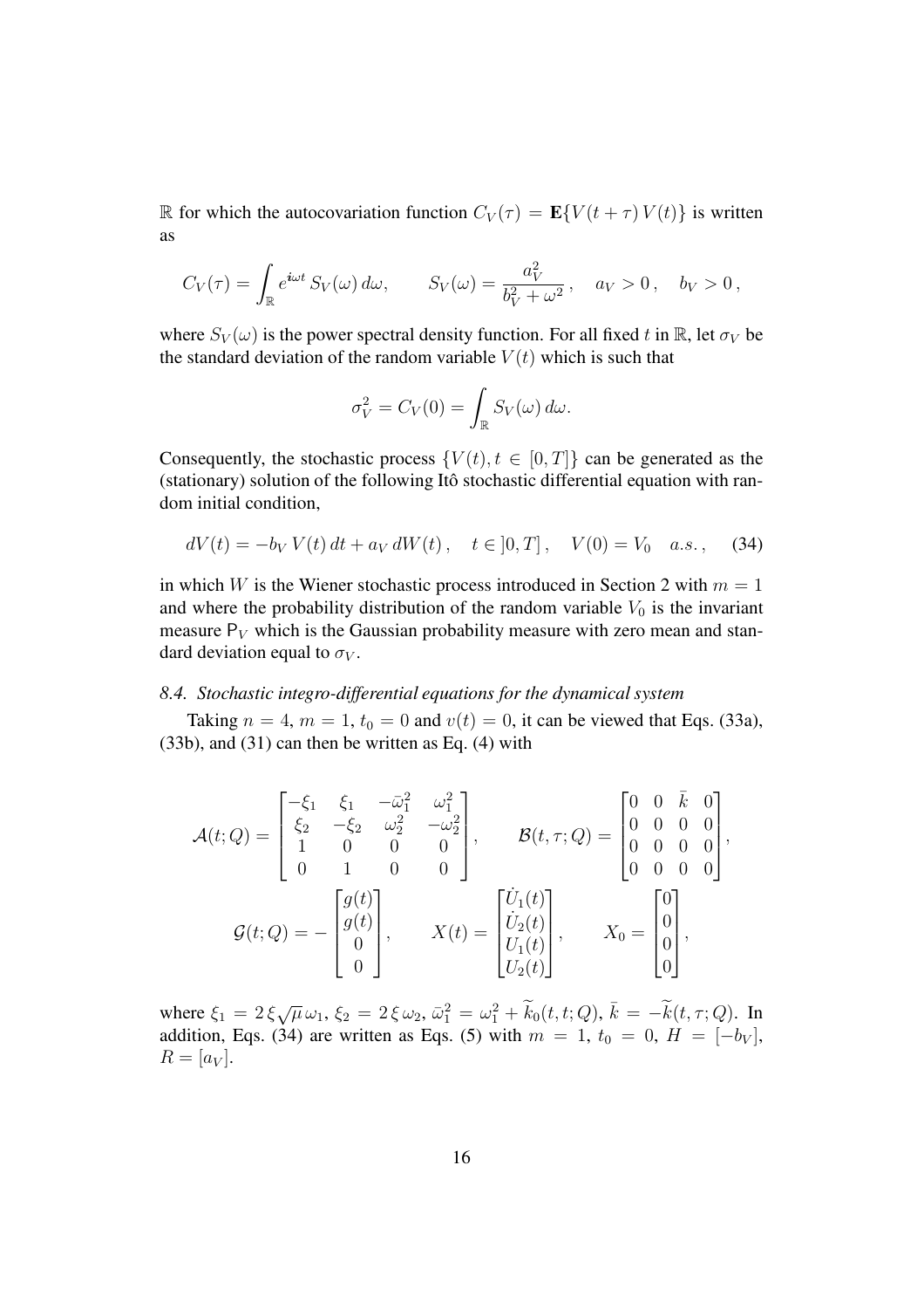$\mathbb{R}$ for which the autocovariation function $C_V(\tau) = \mathbf{E}\{V(t+\tau)\, V(t)\}$ is written as

$$C_V(\tau) = \int_{\mathbb{R}} e^{i\omega t}\, S_V(\omega)\, d\omega, \qquad S_V(\omega) = \frac{a_V^2}{b_V^2 + \omega^2}\,, \quad a_V > 0\,, \quad b_V > 0\,,$$

where $S_V(\omega)$ is the power spectral density function. For all fixed $t$ in $\mathbb{R}$, let $\sigma_V$ be the standard deviation of the random variable $V(t)$ which is such that

$$\sigma_V^2 = C_V(0) = \int_{\mathbb{R}} S_V(\omega)\, d\omega.$$

Consequently, the stochastic process $\{V(t), t \in [0,T]\}$ can be generated as the (stationary) solution of the following Itô stochastic differential equation with random initial condition,

$$dV(t) = -b_V\, V(t)\, dt + a_V\, dW(t)\,, \quad t \in ]0,T]\,, \quad V(0) = V_0 \quad a.s.\,, \tag{34}$$

in which $W$ is the Wiener stochastic process introduced in Section 2 with $m = 1$ and where the probability distribution of the random variable $V_0$ is the invariant measure $\mathsf{P}_V$ which is the Gaussian probability measure with zero mean and standard deviation equal to $\sigma_V$.

### 8.4. *Stochastic integro-differential equations for the dynamical system*

Taking $n = 4$, $m = 1$, $t_0 = 0$ and $v(t) = 0$, it can be viewed that Eqs. (33a), (33b), and (31) can then be written as Eq. (4) with

$$\mathcal{A}(t;Q) = \begin{bmatrix} -\xi_1 & \xi_1 & -\bar{\omega}_1^2 & \omega_1^2 \\ \xi_2 & -\xi_2 & \omega_2^2 & -\omega_2^2 \\ 1 & 0 & 0 & 0 \\ 0 & 1 & 0 & 0 \end{bmatrix}, \qquad \mathcal{B}(t,\tau;Q) = \begin{bmatrix} 0 & 0 & \bar{k} & 0 \\ 0 & 0 & 0 & 0 \\ 0 & 0 & 0 & 0 \\ 0 & 0 & 0 & 0 \end{bmatrix},$$

$$\mathcal{G}(t;Q) = -\begin{bmatrix} g(t) \\ g(t) \\ 0 \\ 0 \end{bmatrix}, \qquad X(t) = \begin{bmatrix} \dot{U}_1(t) \\ \dot{U}_2(t) \\ U_1(t) \\ U_2(t) \end{bmatrix}, \qquad X_0 = \begin{bmatrix} 0 \\ 0 \\ 0 \\ 0 \end{bmatrix},$$

where $\xi_1 = 2\,\xi\sqrt{\mu}\,\omega_1$, $\xi_2 = 2\,\xi\,\omega_2$, $\bar{\omega}_1^2 = \omega_1^2 + \widetilde{k}_0(t,t;Q)$, $\bar{k} = -\widetilde{k}(t,\tau;Q)$. In addition, Eqs. (34) are written as Eqs. (5) with $m = 1$, $t_0 = 0$, $H = [-b_V]$, $R = [a_V]$.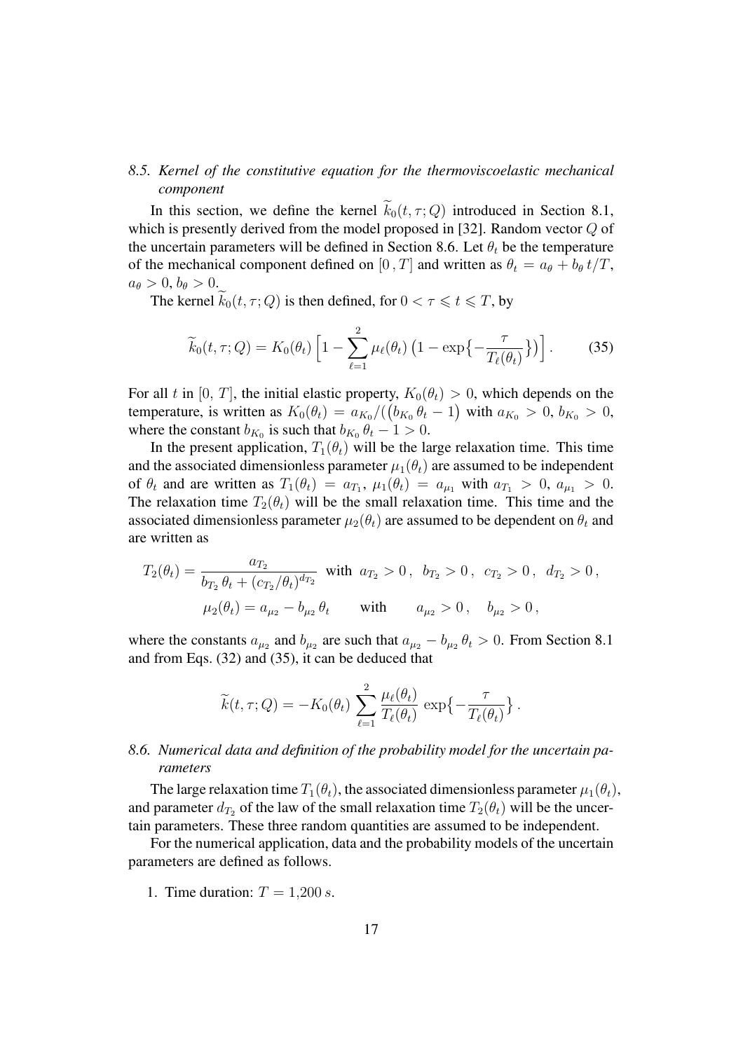### 8.5. *Kernel of the constitutive equation for the thermoviscoelastic mechanical component*

In this section, we define the kernel $\widetilde{k}_0(t,\tau;Q)$ introduced in Section 8.1, which is presently derived from the model proposed in [32]. Random vector $Q$ of the uncertain parameters will be defined in Section 8.6. Let $\theta_t$ be the temperature of the mechanical component defined on $[0\,,T]$ and written as $\theta_t = a_\theta + b_\theta\, t/T$, $a_\theta > 0$, $b_\theta > 0$.

The kernel $\widetilde{k}_0(t,\tau;Q)$ is then defined, for $0 < \tau \leqslant t \leqslant T$, by

$$
\widetilde{k}_0(t,\tau;Q) = K_0(\theta_t)\Big[1 - \sum_{\ell=1}^{2} \mu_\ell(\theta_t)\big(1 - \exp\{-\frac{\tau}{T_\ell(\theta_t)}\}\big)\Big] . \tag{35}
$$

For all $t$ in $[0,\,T]$, the initial elastic property, $K_0(\theta_t) > 0$, which depends on the temperature, is written as $K_0(\theta_t) = a_{K_0}/\big((b_{K_0}\,\theta_t - 1\big)$ with $a_{K_0} > 0$, $b_{K_0} > 0$, where the constant $b_{K_0}$ is such that $b_{K_0}\,\theta_t - 1 > 0$.

In the present application, $T_1(\theta_t)$ will be the large relaxation time. This time and the associated dimensionless parameter $\mu_1(\theta_t)$ are assumed to be independent of $\theta_t$ and are written as $T_1(\theta_t) = a_{T_1}$, $\mu_1(\theta_t) = a_{\mu_1}$ with $a_{T_1} > 0$, $a_{\mu_1} > 0$. The relaxation time $T_2(\theta_t)$ will be the small relaxation time. This time and the associated dimensionless parameter $\mu_2(\theta_t)$ are assumed to be dependent on $\theta_t$ and are written as

$$
T_2(\theta_t) = \frac{a_{T_2}}{b_{T_2}\,\theta_t + (c_{T_2}/\theta_t)^{d_{T_2}}} \;\text{ with }\; a_{T_2} > 0\,,\;\; b_{T_2} > 0\,,\;\; c_{T_2} > 0\,,\;\; d_{T_2} > 0\,,
$$

$$
\mu_2(\theta_t) = a_{\mu_2} - b_{\mu_2}\,\theta_t \qquad \text{with} \qquad a_{\mu_2} > 0\,, \quad b_{\mu_2} > 0\,,
$$

where the constants $a_{\mu_2}$ and $b_{\mu_2}$ are such that $a_{\mu_2} - b_{\mu_2}\,\theta_t > 0$. From Section 8.1 and from Eqs. (32) and (35), it can be deduced that

$$
\widetilde{k}(t,\tau;Q) = -K_0(\theta_t)\sum_{\ell=1}^{2}\frac{\mu_\ell(\theta_t)}{T_\ell(\theta_t)}\exp\{-\frac{\tau}{T_\ell(\theta_t)}\} .
$$

### 8.6. *Numerical data and definition of the probability model for the uncertain parameters*

The large relaxation time $T_1(\theta_t)$, the associated dimensionless parameter $\mu_1(\theta_t)$, and parameter $d_{T_2}$ of the law of the small relaxation time $T_2(\theta_t)$ will be the uncertain parameters. These three random quantities are assumed to be independent.

For the numerical application, data and the probability models of the uncertain parameters are defined as follows.

1. Time duration: $T = 1{,}200\,s$.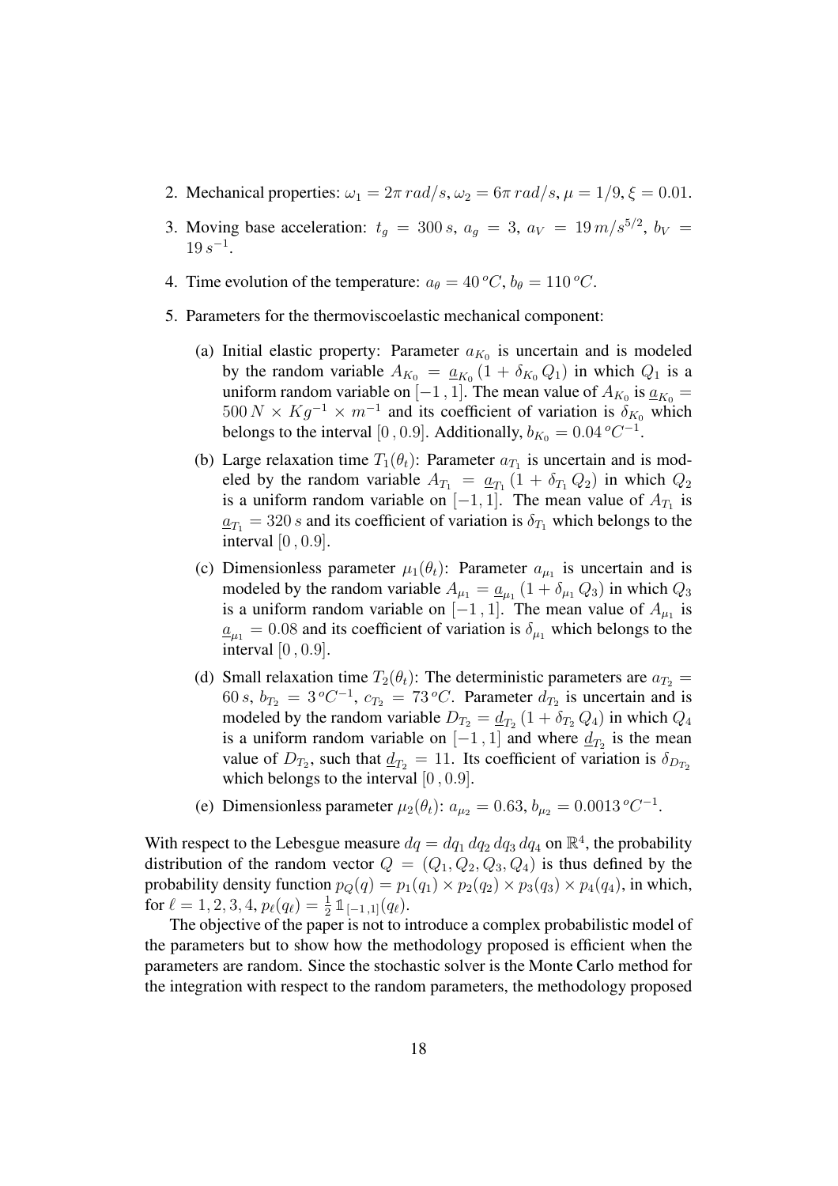2. Mechanical properties: $\omega_1 = 2\pi \, rad/s$, $\omega_2 = 6\pi \, rad/s$, $\mu = 1/9$, $\xi = 0.01$.
3. Moving base acceleration: $t_g = 300 \, s$, $a_g = 3$, $a_V = 19 \, m/s^{5/2}$, $b_V = 19 \, s^{-1}$.
4. Time evolution of the temperature: $a_\theta = 40 \, {}^oC$, $b_\theta = 110 \, {}^oC$.
5. Parameters for the thermoviscoelastic mechanical component:
   (a) Initial elastic property: Parameter $a_{K_0}$ is uncertain and is modeled by the random variable $A_{K_0} = \underline{a}_{K_0} (1 + \delta_{K_0} Q_1)$ in which $Q_1$ is a uniform random variable on $[-1\,,1]$. The mean value of $A_{K_0}$ is $\underline{a}_{K_0} = 500 \, N \times Kg^{-1} \times m^{-1}$ and its coefficient of variation is $\delta_{K_0}$ which belongs to the interval $[0\,, 0.9]$. Additionally, $b_{K_0} = 0.04 \, {}^oC^{-1}$.
   (b) Large relaxation time $T_1(\theta_t)$: Parameter $a_{T_1}$ is uncertain and is modeled by the random variable $A_{T_1} = \underline{a}_{T_1} (1 + \delta_{T_1} Q_2)$ in which $Q_2$ is a uniform random variable on $[-1, 1]$. The mean value of $A_{T_1}$ is $\underline{a}_{T_1} = 320 \, s$ and its coefficient of variation is $\delta_{T_1}$ which belongs to the interval $[0\,, 0.9]$.
   (c) Dimensionless parameter $\mu_1(\theta_t)$: Parameter $a_{\mu_1}$ is uncertain and is modeled by the random variable $A_{\mu_1} = \underline{a}_{\mu_1} (1 + \delta_{\mu_1} Q_3)$ in which $Q_3$ is a uniform random variable on $[-1\,, 1]$. The mean value of $A_{\mu_1}$ is $\underline{a}_{\mu_1} = 0.08$ and its coefficient of variation is $\delta_{\mu_1}$ which belongs to the interval $[0\,, 0.9]$.
   (d) Small relaxation time $T_2(\theta_t)$: The deterministic parameters are $a_{T_2} = 60 \, s$, $b_{T_2} = 3 \, {}^oC^{-1}$, $c_{T_2} = 73 \, {}^oC$. Parameter $d_{T_2}$ is uncertain and is modeled by the random variable $D_{T_2} = \underline{d}_{T_2} (1 + \delta_{T_2} Q_4)$ in which $Q_4$ is a uniform random variable on $[-1\,, 1]$ and where $\underline{d}_{T_2}$ is the mean value of $D_{T_2}$, such that $\underline{d}_{T_2} = 11$. Its coefficient of variation is $\delta_{D_{T_2}}$ which belongs to the interval $[0\,, 0.9]$.
   (e) Dimensionless parameter $\mu_2(\theta_t)$: $a_{\mu_2} = 0.63$, $b_{\mu_2} = 0.0013 \, {}^oC^{-1}$.

With respect to the Lebesgue measure $dq = dq_1 \, dq_2 \, dq_3 \, dq_4$ on $\mathbb{R}^4$, the probability distribution of the random vector $Q = (Q_1, Q_2, Q_3, Q_4)$ is thus defined by the probability density function $p_Q(q) = p_1(q_1) \times p_2(q_2) \times p_3(q_3) \times p_4(q_4)$, in which, for $\ell = 1, 2, 3, 4$, $p_\ell(q_\ell) = \frac{1}{2} \mathbb{1}_{[-1\,,1]}(q_\ell)$.

The objective of the paper is not to introduce a complex probabilistic model of the parameters but to show how the methodology proposed is efficient when the parameters are random. Since the stochastic solver is the Monte Carlo method for the integration with respect to the random parameters, the methodology proposed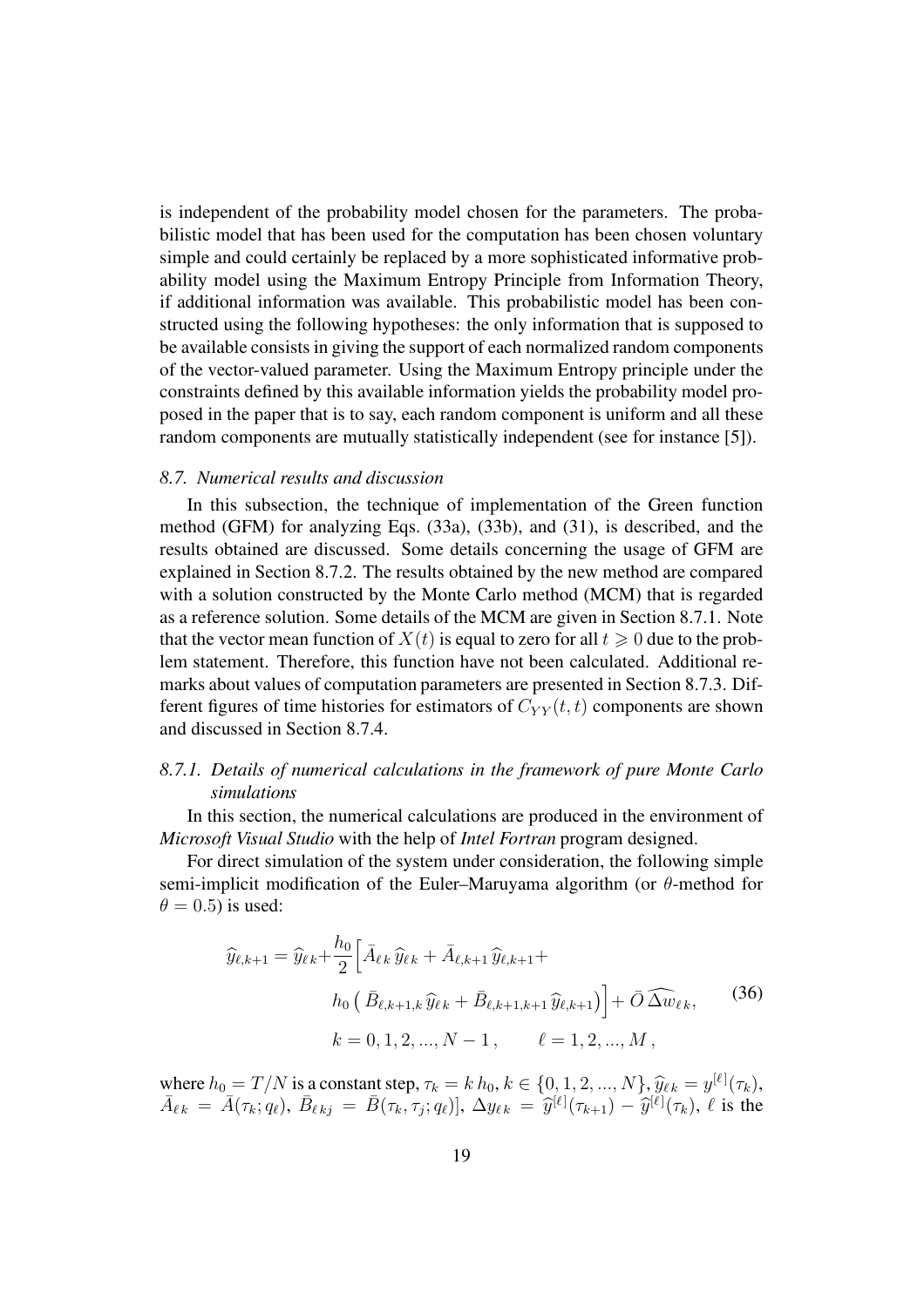is independent of the probability model chosen for the parameters. The probabilistic model that has been used for the computation has been chosen voluntary simple and could certainly be replaced by a more sophisticated informative probability model using the Maximum Entropy Principle from Information Theory, if additional information was available. This probabilistic model has been constructed using the following hypotheses: the only information that is supposed to be available consists in giving the support of each normalized random components of the vector-valued parameter. Using the Maximum Entropy principle under the constraints defined by this available information yields the probability model proposed in the paper that is to say, each random component is uniform and all these random components are mutually statistically independent (see for instance [5]).

### *8.7. Numerical results and discussion*

In this subsection, the technique of implementation of the Green function method (GFM) for analyzing Eqs. (33a), (33b), and (31), is described, and the results obtained are discussed. Some details concerning the usage of GFM are explained in Section 8.7.2. The results obtained by the new method are compared with a solution constructed by the Monte Carlo method (MCM) that is regarded as a reference solution. Some details of the MCM are given in Section 8.7.1. Note that the vector mean function of $X(t)$ is equal to zero for all $t \geqslant 0$ due to the problem statement. Therefore, this function have not been calculated. Additional remarks about values of computation parameters are presented in Section 8.7.3. Different figures of time histories for estimators of $C_{YY}(t,t)$ components are shown and discussed in Section 8.7.4.

#### *8.7.1. Details of numerical calculations in the framework of pure Monte Carlo simulations*

In this section, the numerical calculations are produced in the environment of ***Microsoft Visual Studio*** with the help of ***Intel Fortran*** program designed.

For direct simulation of the system under consideration, the following simple semi-implicit modification of the Euler–Maruyama algorithm (or $\theta$-method for $\theta = 0.5$) is used:

$$
\begin{aligned}
\widehat{y}_{\ell,k+1} = \widehat{y}_{\ell k} + \frac{h_0}{2}\Big[ & \bar{A}_{\ell k}\,\widehat{y}_{\ell k} + \bar{A}_{\ell,k+1}\,\widehat{y}_{\ell,k+1} + \\
& h_0\left( \bar{B}_{\ell,k+1,k}\,\widehat{y}_{\ell k} + \bar{B}_{\ell,k+1,k+1}\,\widehat{y}_{\ell,k+1}\right)\Big] + \bar{O}\,\widehat{\Delta w}_{\ell k}, \\
& k = 0,1,2,...,N-1\,, \qquad \ell = 1,2,...,M\,,
\end{aligned}
\tag{36}
$$

where $h_0 = T/N$ is a constant step, $\tau_k = k\,h_0$, $k \in \{0,1,2,...,N\}$, $\widehat{y}_{\ell k} = y^{[\ell]}(\tau_k)$, $\bar{A}_{\ell k} = \bar{A}(\tau_k; q_\ell)$, $\bar{B}_{\ell k j} = \bar{B}(\tau_k, \tau_j; q_\ell)]$, $\Delta y_{\ell k} = \widehat{y}^{[\ell]}(\tau_{k+1}) - \widehat{y}^{[\ell]}(\tau_k)$, $\ell$ is the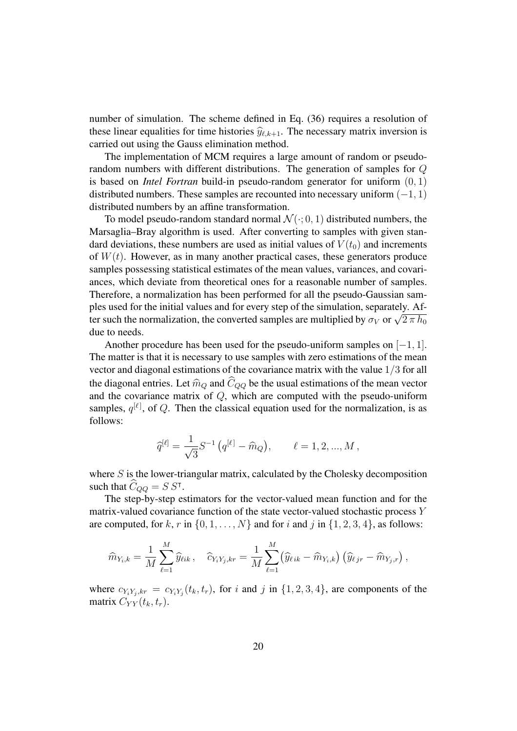number of simulation. The scheme defined in Eq. (36) requires a resolution of these linear equalities for time histories $\widehat{y}_{\ell,k+1}$. The necessary matrix inversion is carried out using the Gauss elimination method.

The implementation of MCM requires a large amount of random or pseudo-random numbers with different distributions. The generation of samples for $Q$ is based on *Intel Fortran* build-in pseudo-random generator for uniform $(0, 1)$ distributed numbers. These samples are recounted into necessary uniform $(-1, 1)$ distributed numbers by an affine transformation.

To model pseudo-random standard normal $\mathcal{N}(\cdot; 0, 1)$ distributed numbers, the Marsaglia–Bray algorithm is used. After converting to samples with given standard deviations, these numbers are used as initial values of $V(t_0)$ and increments of $W(t)$. However, as in many another practical cases, these generators produce samples possessing statistical estimates of the mean values, variances, and covariances, which deviate from theoretical ones for a reasonable number of samples. Therefore, a normalization has been performed for all the pseudo-Gaussian samples used for the initial values and for every step of the simulation, separately. After such the normalization, the converted samples are multiplied by $\sigma_V$ or $\sqrt{2\,\pi\,h_0}$ due to needs.

Another procedure has been used for the pseudo-uniform samples on $[-1, 1]$. The matter is that it is necessary to use samples with zero estimations of the mean vector and diagonal estimations of the covariance matrix with the value $1/3$ for all the diagonal entries. Let $\widehat{m}_Q$ and $\widehat{C}_{QQ}$ be the usual estimations of the mean vector and the covariance matrix of $Q$, which are computed with the pseudo-uniform samples, $q^{[\ell]}$, of $Q$. Then the classical equation used for the normalization, is as follows:

$$\widehat{q}^{[\ell]} = \frac{1}{\sqrt{3}} S^{-1} \left( q^{[\ell]} - \widehat{m}_Q \right), \qquad \ell = 1, 2, ..., M\,,$$

where $S$ is the lower-triangular matrix, calculated by the Cholesky decomposition such that $\widehat{C}_{QQ} = S\,S^{\intercal}$.

The step-by-step estimators for the vector-valued mean function and for the matrix-valued covariance function of the state vector-valued stochastic process $Y$ are computed, for $k$, $r$ in $\{0, 1, \ldots, N\}$ and for $i$ and $j$ in $\{1, 2, 3, 4\}$, as follows:

$$\widehat{m}_{Y_i,k} = \frac{1}{M} \sum_{\ell=1}^{M} \widehat{y}_{\ell ik}\,, \quad \widehat{c}_{Y_iY_j,kr} = \frac{1}{M} \sum_{\ell=1}^{M} \left( \widehat{y}_{\ell\, ik} - \widehat{m}_{Y_i,k} \right) \left( \widehat{y}_{\ell\, jr} - \widehat{m}_{Y_j,r} \right),$$

where $c_{Y_iY_j,kr} = c_{Y_iY_j}(t_k, t_r)$, for $i$ and $j$ in $\{1, 2, 3, 4\}$, are components of the matrix $C_{YY}(t_k, t_r)$.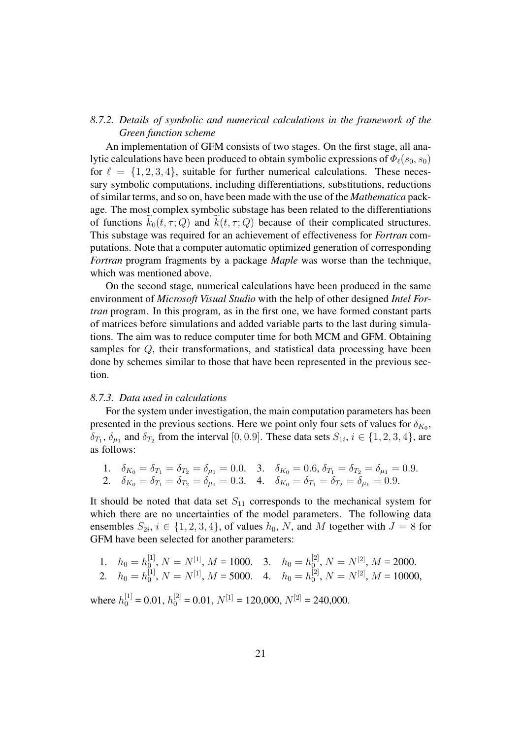### *8.7.2. Details of symbolic and numerical calculations in the framework of the Green function scheme*

An implementation of GFM consists of two stages. On the first stage, all analytic calculations have been produced to obtain symbolic expressions of $\Phi_\ell(s_0, s_0)$ for $\ell = \{1, 2, 3, 4\}$, suitable for further numerical calculations. These necessary symbolic computations, including differentiations, substitutions, reductions of similar terms, and so on, have been made with the use of the *Mathematica* package. The most complex symbolic substage has been related to the differentiations of functions $\widetilde{k}_0(t, \tau; Q)$ and $\widetilde{k}(t, \tau; Q)$ because of their complicated structures. This substage was required for an achievement of effectiveness for *Fortran* computations. Note that a computer automatic optimized generation of corresponding *Fortran* program fragments by a package *Maple* was worse than the technique, which was mentioned above.

On the second stage, numerical calculations have been produced in the same environment of *Microsoft Visual Studio* with the help of other designed *Intel Fortran* program. In this program, as in the first one, we have formed constant parts of matrices before simulations and added variable parts to the last during simulations. The aim was to reduce computer time for both MCM and GFM. Obtaining samples for $Q$, their transformations, and statistical data processing have been done by schemes similar to those that have been represented in the previous section.

### *8.7.3. Data used in calculations*

For the system under investigation, the main computation parameters has been presented in the previous sections. Here we point only four sets of values for $\delta_{K_0}$, $\delta_{T_1}$, $\delta_{\mu_1}$ and $\delta_{T_2}$ from the interval $[0, 0.9]$. These data sets $S_{1i}$, $i \in \{1, 2, 3, 4\}$, are as follows:

1. $\delta_{K_0} = \delta_{T_1} = \delta_{T_2} = \delta_{\mu_1} = 0.0.$
2. $\delta_{K_0} = \delta_{T_1} = \delta_{T_2} = \delta_{\mu_1} = 0.3.$
3. $\delta_{K_0} = 0.6, \delta_{T_1} = \delta_{T_2} = \delta_{\mu_1} = 0.9.$
4. $\delta_{K_0} = \delta_{T_1} = \delta_{T_2} = \delta_{\mu_1} = 0.9.$

It should be noted that data set $S_{11}$ corresponds to the mechanical system for which there are no uncertainties of the model parameters. The following data ensembles $S_{2i}$, $i \in \{1, 2, 3, 4\}$, of values $h_0$, $N$, and $M$ together with $J = 8$ for GFM have been selected for another parameters:

1. $h_0 = h_0^{[1]}$, $N = N^{[1]}$, $M$ = 1000.
2. $h_0 = h_0^{[1]}$, $N = N^{[1]}$, $M$ = 5000.
3. $h_0 = h_0^{[2]}$, $N = N^{[2]}$, $M$ = 2000.
4. $h_0 = h_0^{[2]}$, $N = N^{[2]}$, $M$ = 10000,

where $h_0^{[1]}$ = 0.01, $h_0^{[2]}$ = 0.01, $N^{[1]}$ = 120,000, $N^{[2]}$ = 240,000.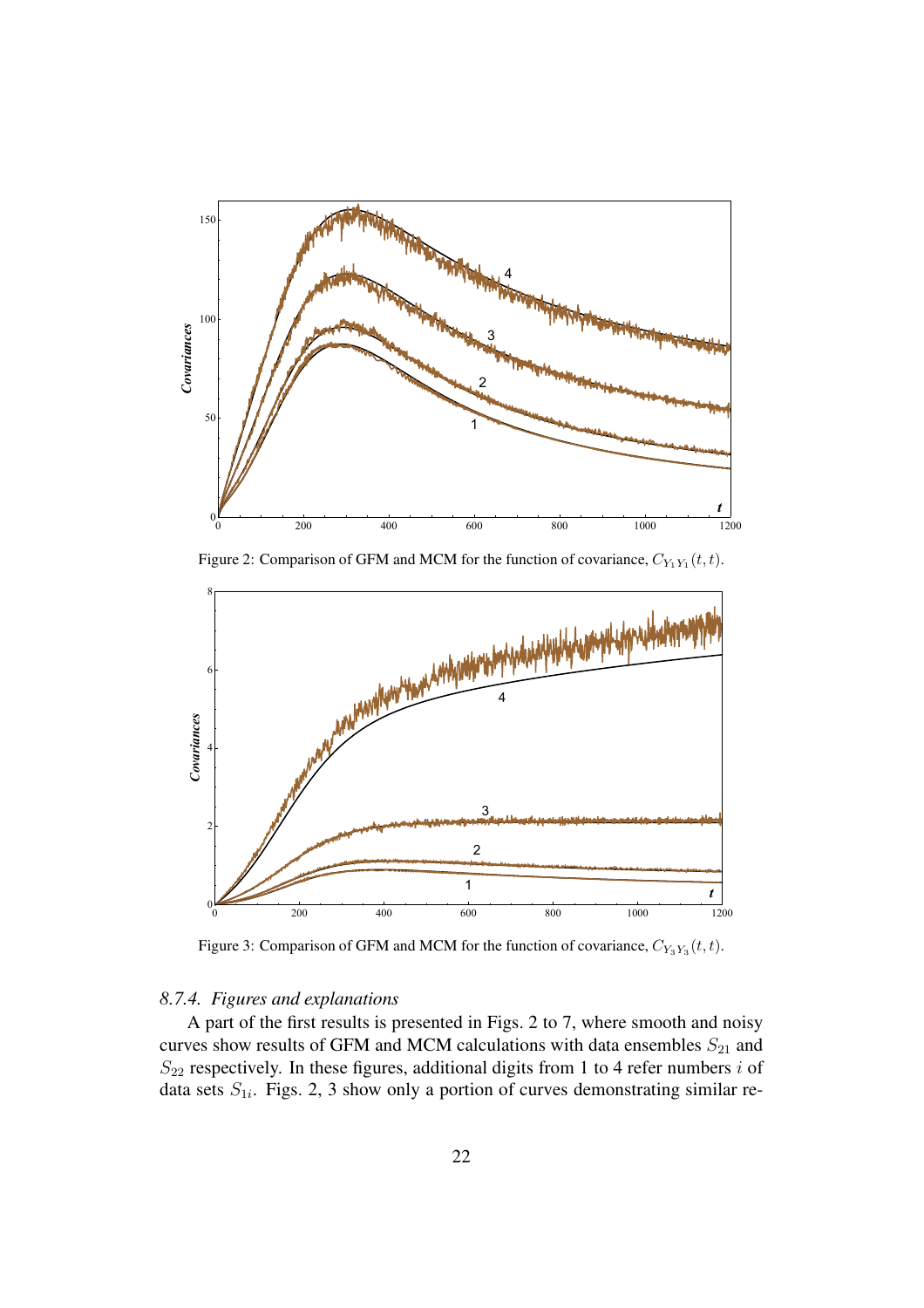Figure 2: Comparison of GFM and MCM for the function of covariance, $C_{Y_1Y_1}(t,t)$.

Figure 3: Comparison of GFM and MCM for the function of covariance, $C_{Y_3Y_3}(t,t)$.

### *8.7.4. Figures and explanations*

A part of the first results is presented in Figs. 2 to 7, where smooth and noisy curves show results of GFM and MCM calculations with data ensembles $S_{21}$ and $S_{22}$ respectively. In these figures, additional digits from 1 to 4 refer numbers $i$ of data sets $S_{1i}$. Figs. 2, 3 show only a portion of curves demonstrating similar re-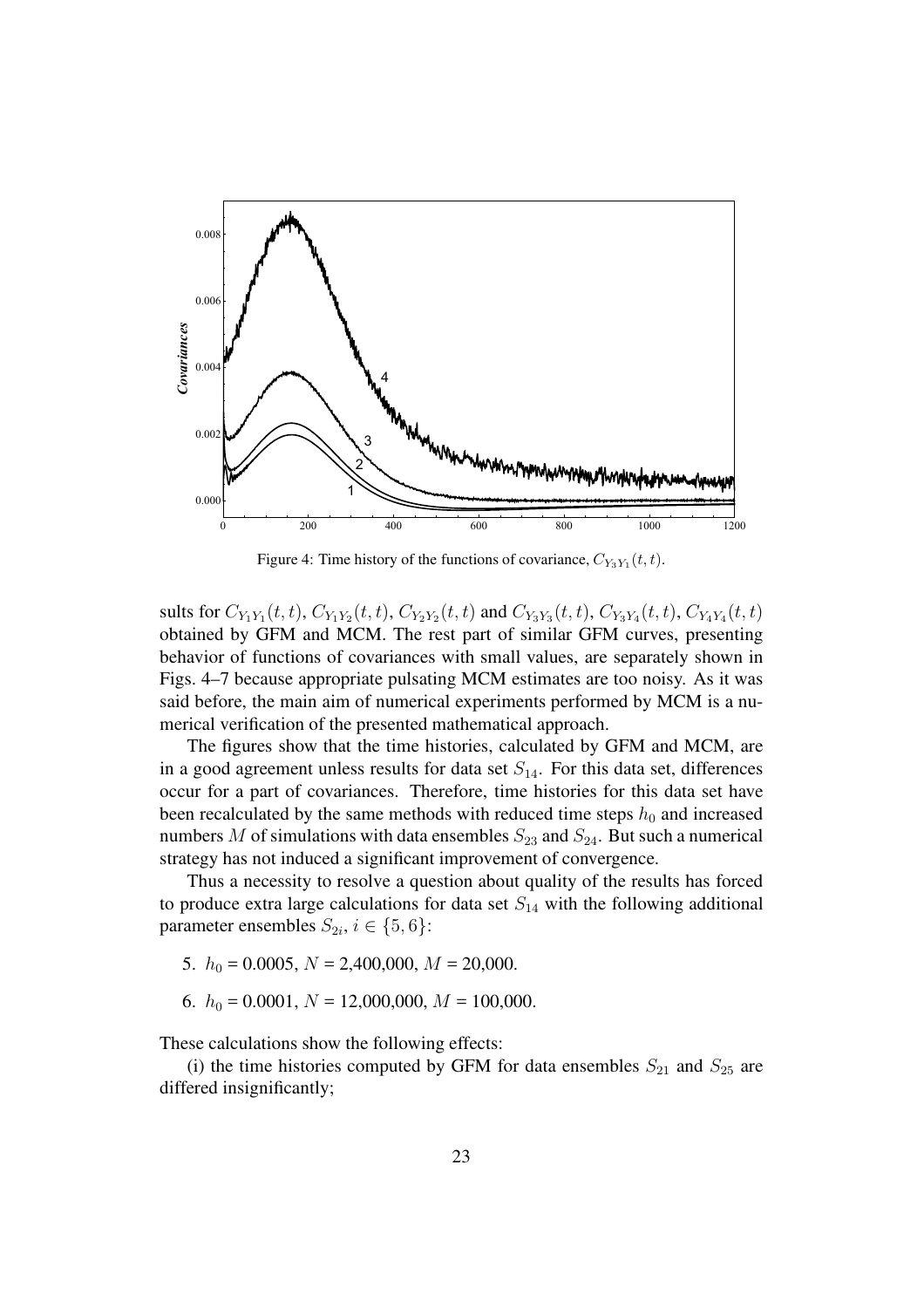Figure 4: Time history of the functions of covariance, $C_{Y_3Y_1}(t,t)$.

sults for $C_{Y_1Y_1}(t,t)$, $C_{Y_1Y_2}(t,t)$, $C_{Y_2Y_2}(t,t)$ and $C_{Y_3Y_3}(t,t)$, $C_{Y_3Y_4}(t,t)$, $C_{Y_4Y_4}(t,t)$ obtained by GFM and MCM. The rest part of similar GFM curves, presenting behavior of functions of covariances with small values, are separately shown in Figs. 4–7 because appropriate pulsating MCM estimates are too noisy. As it was said before, the main aim of numerical experiments performed by MCM is a numerical verification of the presented mathematical approach.

The figures show that the time histories, calculated by GFM and MCM, are in a good agreement unless results for data set $S_{14}$. For this data set, differences occur for a part of covariances. Therefore, time histories for this data set have been recalculated by the same methods with reduced time steps $h_0$ and increased numbers $M$ of simulations with data ensembles $S_{23}$ and $S_{24}$. But such a numerical strategy has not induced a significant improvement of convergence.

Thus a necessity to resolve a question about quality of the results has forced to produce extra large calculations for data set $S_{14}$ with the following additional parameter ensembles $S_{2i}$, $i \in \{5, 6\}$:

5. $h_0$ = 0.0005, $N$ = 2,400,000, $M$ = 20,000.

6. $h_0$ = 0.0001, $N$ = 12,000,000, $M$ = 100,000.

These calculations show the following effects:

(i) the time histories computed by GFM for data ensembles $S_{21}$ and $S_{25}$ are differed insignificantly;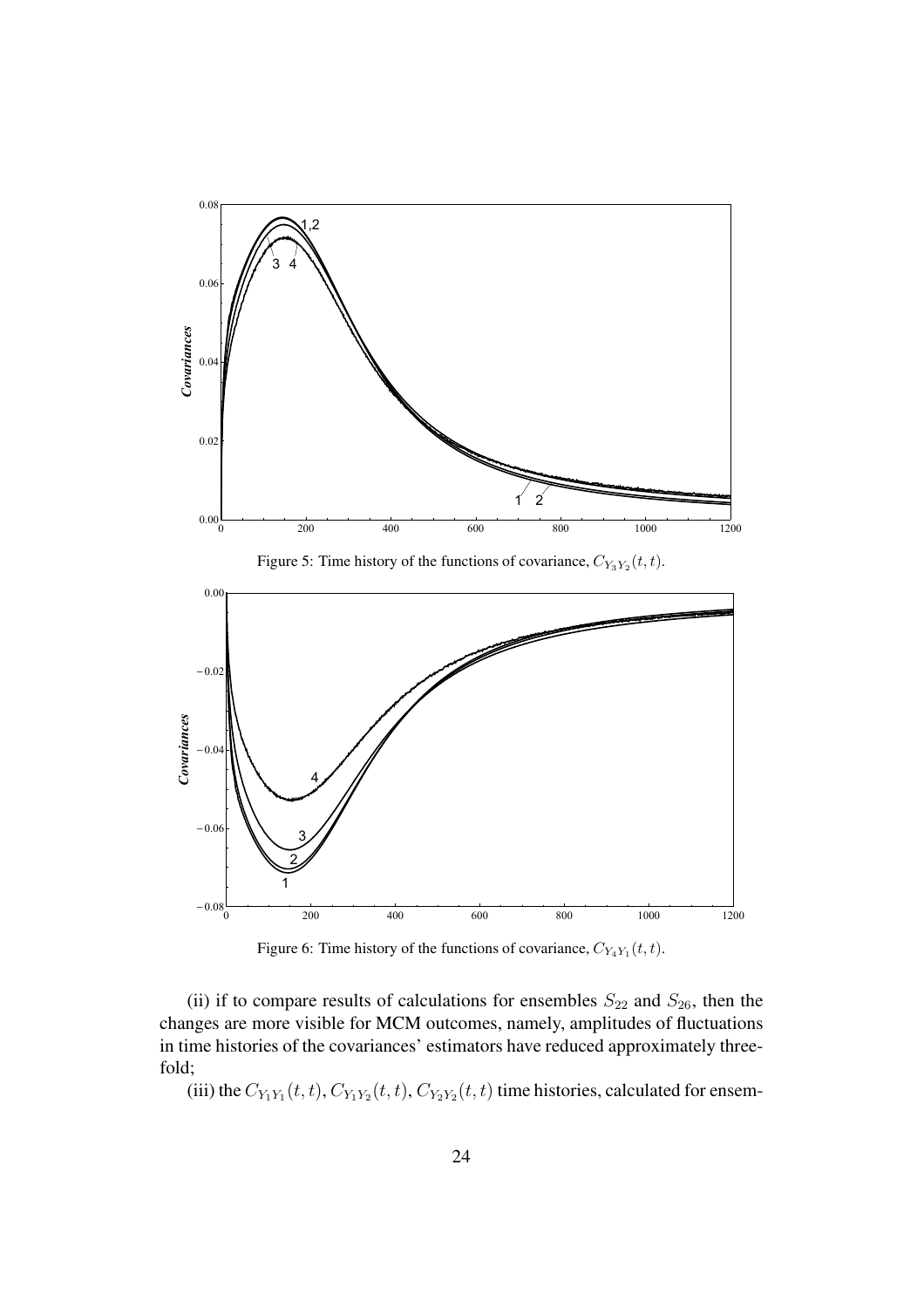Figure 5: Time history of the functions of covariance, $C_{Y_3Y_2}(t,t)$.

Figure 6: Time history of the functions of covariance, $C_{Y_4Y_1}(t,t)$.

(ii) if to compare results of calculations for ensembles $S_{22}$ and $S_{26}$, then the changes are more visible for MCM outcomes, namely, amplitudes of fluctuations in time histories of the covariances' estimators have reduced approximately three-fold;

(iii) the $C_{Y_1Y_1}(t,t)$, $C_{Y_1Y_2}(t,t)$, $C_{Y_2Y_2}(t,t)$ time histories, calculated for ensem-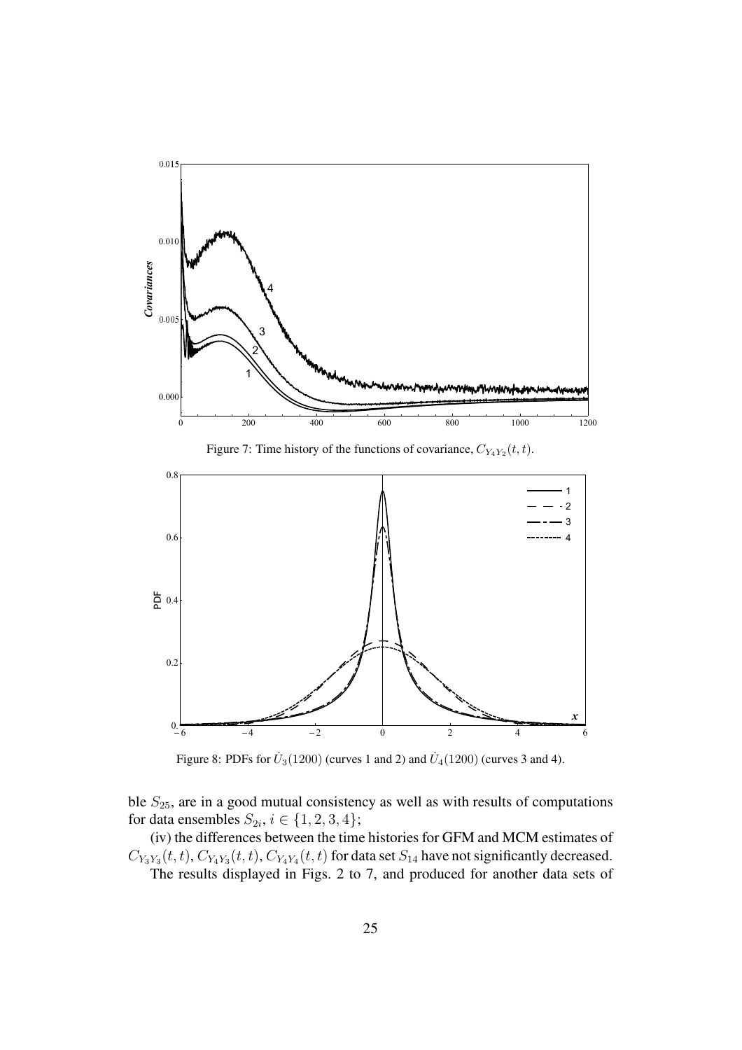Figure 7: Time history of the functions of covariance, $C_{Y_4Y_2}(t,t)$.

Figure 8: PDFs for $\dot{U}_3(1200)$ (curves 1 and 2) and $\dot{U}_4(1200)$ (curves 3 and 4).

ble $S_{25}$, are in a good mutual consistency as well as with results of computations for data ensembles $S_{2i}$, $i \in \{1, 2, 3, 4\}$;

(iv) the differences between the time histories for GFM and MCM estimates of $C_{Y_3Y_3}(t,t)$, $C_{Y_4Y_3}(t,t)$, $C_{Y_4Y_4}(t,t)$ for data set $S_{14}$ have not significantly decreased.

The results displayed in Figs. 2 to 7, and produced for another data sets of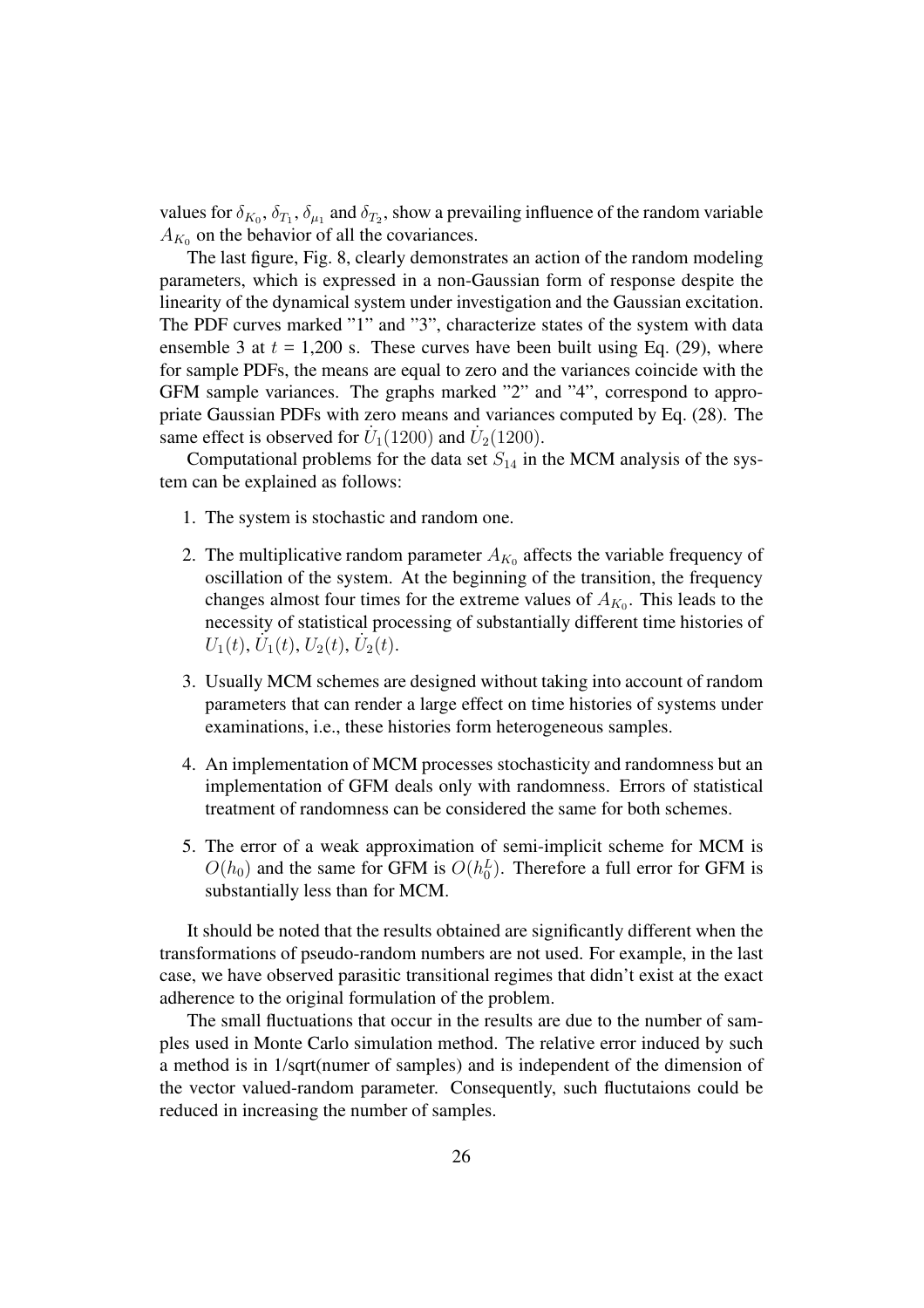values for $\delta_{K_0}$, $\delta_{T_1}$, $\delta_{\mu_1}$ and $\delta_{T_2}$, show a prevailing influence of the random variable $A_{K_0}$ on the behavior of all the covariances.

The last figure, Fig. 8, clearly demonstrates an action of the random modeling parameters, which is expressed in a non-Gaussian form of response despite the linearity of the dynamical system under investigation and the Gaussian excitation. The PDF curves marked "1" and "3", characterize states of the system with data ensemble 3 at $t$ = 1,200 s. These curves have been built using Eq. (29), where for sample PDFs, the means are equal to zero and the variances coincide with the GFM sample variances. The graphs marked "2" and "4", correspond to appropriate Gaussian PDFs with zero means and variances computed by Eq. (28). The same effect is observed for $\dot{U}_1(1200)$ and $\dot{U}_2(1200)$.

Computational problems for the data set $S_{14}$ in the MCM analysis of the system can be explained as follows:

1. The system is stochastic and random one.
2. The multiplicative random parameter $A_{K_0}$ affects the variable frequency of oscillation of the system. At the beginning of the transition, the frequency changes almost four times for the extreme values of $A_{K_0}$. This leads to the necessity of statistical processing of substantially different time histories of $U_1(t)$, $\dot{U}_1(t)$, $U_2(t)$, $\dot{U}_2(t)$.
3. Usually MCM schemes are designed without taking into account of random parameters that can render a large effect on time histories of systems under examinations, i.e., these histories form heterogeneous samples.
4. An implementation of MCM processes stochasticity and randomness but an implementation of GFM deals only with randomness. Errors of statistical treatment of randomness can be considered the same for both schemes.
5. The error of a weak approximation of semi-implicit scheme for MCM is $O(h_0)$ and the same for GFM is $O(h_0^L)$. Therefore a full error for GFM is substantially less than for MCM.

It should be noted that the results obtained are significantly different when the transformations of pseudo-random numbers are not used. For example, in the last case, we have observed parasitic transitional regimes that didn't exist at the exact adherence to the original formulation of the problem.

The small fluctuations that occur in the results are due to the number of samples used in Monte Carlo simulation method. The relative error induced by such a method is in 1/sqrt(numer of samples) and is independent of the dimension of the vector valued-random parameter. Consequently, such fluctutaions could be reduced in increasing the number of samples.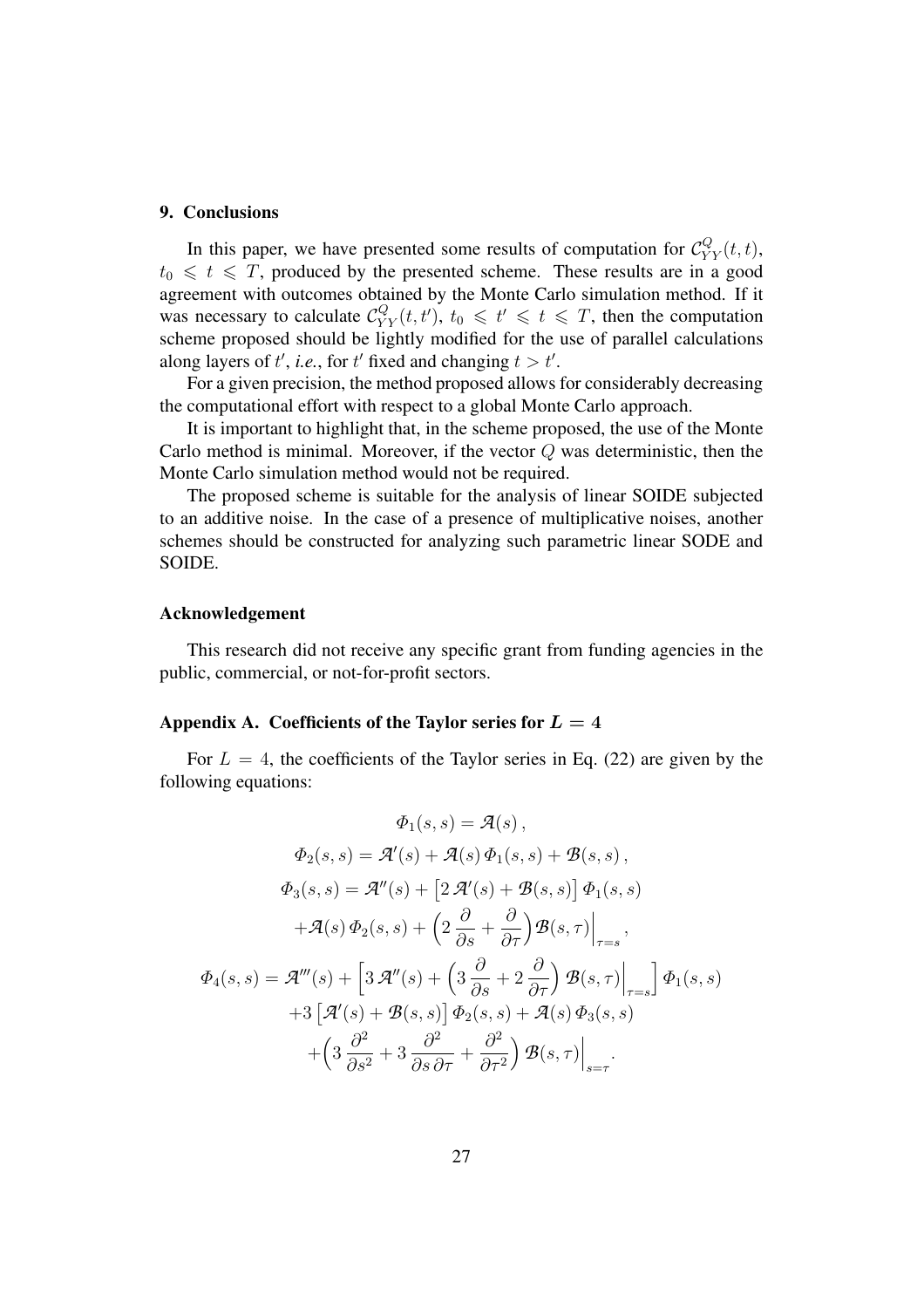## 9. Conclusions

In this paper, we have presented some results of computation for $\mathcal{C}^Q_{YY}(t,t)$, $t_0 \leqslant t \leqslant T$, produced by the presented scheme. These results are in a good agreement with outcomes obtained by the Monte Carlo simulation method. If it was necessary to calculate $\mathcal{C}^Q_{YY}(t,t')$, $t_0 \leqslant t' \leqslant t \leqslant T$, then the computation scheme proposed should be lightly modified for the use of parallel calculations along layers of $t'$, *i.e.*, for $t'$ fixed and changing $t > t'$.

For a given precision, the method proposed allows for considerably decreasing the computational effort with respect to a global Monte Carlo approach.

It is important to highlight that, in the scheme proposed, the use of the Monte Carlo method is minimal. Moreover, if the vector $Q$ was deterministic, then the Monte Carlo simulation method would not be required.

The proposed scheme is suitable for the analysis of linear SOIDE subjected to an additive noise. In the case of a presence of multiplicative noises, another schemes should be constructed for analyzing such parametric linear SODE and SOIDE.

### Acknowledgement

This research did not receive any specific grant from funding agencies in the public, commercial, or not-for-profit sectors.

## Appendix A. Coefficients of the Taylor series for $L = 4$

For $L = 4$, the coefficients of the Taylor series in Eq. (22) are given by the following equations:

$$
\begin{gathered}
\varPhi_1(s,s) = \mathcal{A}(s)\,, \\
\varPhi_2(s,s) = \mathcal{A}'(s) + \mathcal{A}(s)\,\varPhi_1(s,s) + \mathcal{B}(s,s)\,, \\
\varPhi_3(s,s) = \mathcal{A}''(s) + \left[2\,\mathcal{A}'(s) + \mathcal{B}(s,s)\right]\varPhi_1(s,s) \\
+\mathcal{A}(s)\,\varPhi_2(s,s) + \Big(2\,\frac{\partial}{\partial s} + \frac{\partial}{\partial \tau}\Big)\mathcal{B}(s,\tau)\Big|_{\tau=s}\,, \\
\varPhi_4(s,s) = \mathcal{A}'''(s) + \Big[3\,\mathcal{A}''(s) + \Big(3\,\frac{\partial}{\partial s} + 2\,\frac{\partial}{\partial \tau}\Big)\,\mathcal{B}(s,\tau)\Big|_{\tau=s}\Big]\,\varPhi_1(s,s) \\
+3\left[\mathcal{A}'(s) + \mathcal{B}(s,s)\right]\varPhi_2(s,s) + \mathcal{A}(s)\,\varPhi_3(s,s) \\
+\Big(3\,\frac{\partial^2}{\partial s^2} + 3\,\frac{\partial^2}{\partial s\,\partial \tau} + \frac{\partial^2}{\partial \tau^2}\Big)\,\mathcal{B}(s,\tau)\Big|_{s=\tau}.
\end{gathered}
$$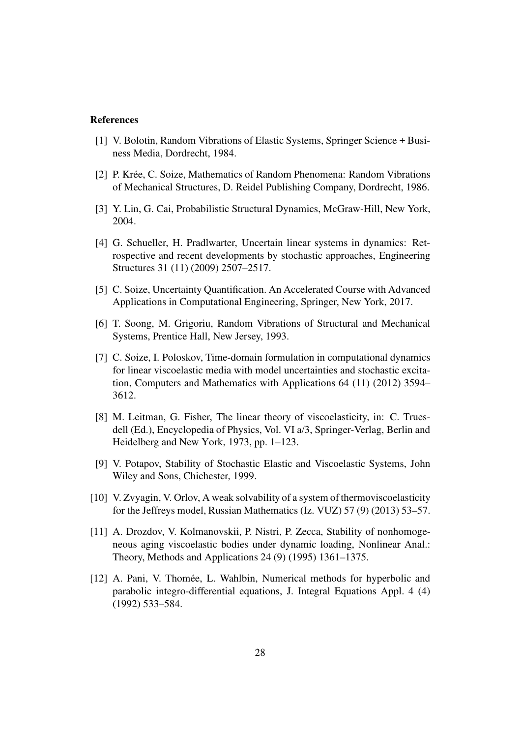**References**

[1] V. Bolotin, Random Vibrations of Elastic Systems, Springer Science + Business Media, Dordrecht, 1984.

[2] P. Krée, C. Soize, Mathematics of Random Phenomena: Random Vibrations of Mechanical Structures, D. Reidel Publishing Company, Dordrecht, 1986.

[3] Y. Lin, G. Cai, Probabilistic Structural Dynamics, McGraw-Hill, New York, 2004.

[4] G. Schueller, H. Pradlwarter, Uncertain linear systems in dynamics: Retrospective and recent developments by stochastic approaches, Engineering Structures 31 (11) (2009) 2507–2517.

[5] C. Soize, Uncertainty Quantification. An Accelerated Course with Advanced Applications in Computational Engineering, Springer, New York, 2017.

[6] T. Soong, M. Grigoriu, Random Vibrations of Structural and Mechanical Systems, Prentice Hall, New Jersey, 1993.

[7] C. Soize, I. Poloskov, Time-domain formulation in computational dynamics for linear viscoelastic media with model uncertainties and stochastic excitation, Computers and Mathematics with Applications 64 (11) (2012) 3594–3612.

[8] M. Leitman, G. Fisher, The linear theory of viscoelasticity, in: C. Truesdell (Ed.), Encyclopedia of Physics, Vol. VI a/3, Springer-Verlag, Berlin and Heidelberg and New York, 1973, pp. 1–123.

[9] V. Potapov, Stability of Stochastic Elastic and Viscoelastic Systems, John Wiley and Sons, Chichester, 1999.

[10] V. Zvyagin, V. Orlov, A weak solvability of a system of thermoviscoelasticity for the Jeffreys model, Russian Mathematics (Iz. VUZ) 57 (9) (2013) 53–57.

[11] A. Drozdov, V. Kolmanovskii, P. Nistri, P. Zecca, Stability of nonhomogeneous aging viscoelastic bodies under dynamic loading, Nonlinear Anal.: Theory, Methods and Applications 24 (9) (1995) 1361–1375.

[12] A. Pani, V. Thomée, L. Wahlbin, Numerical methods for hyperbolic and parabolic integro-differential equations, J. Integral Equations Appl. 4 (4) (1992) 533–584.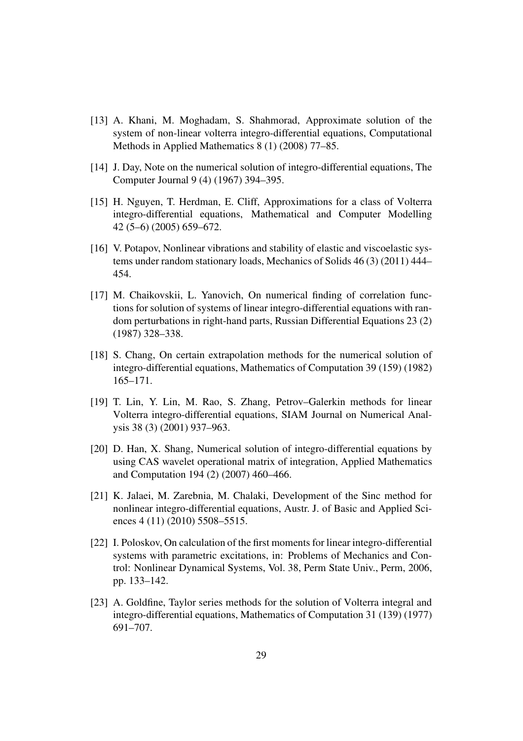[13] A. Khani, M. Moghadam, S. Shahmorad, Approximate solution of the system of non-linear volterra integro-differential equations, Computational Methods in Applied Mathematics 8 (1) (2008) 77–85.

[14] J. Day, Note on the numerical solution of integro-differential equations, The Computer Journal 9 (4) (1967) 394–395.

[15] H. Nguyen, T. Herdman, E. Cliff, Approximations for a class of Volterra integro-differential equations, Mathematical and Computer Modelling 42 (5–6) (2005) 659–672.

[16] V. Potapov, Nonlinear vibrations and stability of elastic and viscoelastic systems under random stationary loads, Mechanics of Solids 46 (3) (2011) 444–454.

[17] M. Chaikovskii, L. Yanovich, On numerical finding of correlation functions for solution of systems of linear integro-differential equations with random perturbations in right-hand parts, Russian Differential Equations 23 (2) (1987) 328–338.

[18] S. Chang, On certain extrapolation methods for the numerical solution of integro-differential equations, Mathematics of Computation 39 (159) (1982) 165–171.

[19] T. Lin, Y. Lin, M. Rao, S. Zhang, Petrov–Galerkin methods for linear Volterra integro-differential equations, SIAM Journal on Numerical Analysis 38 (3) (2001) 937–963.

[20] D. Han, X. Shang, Numerical solution of integro-differential equations by using CAS wavelet operational matrix of integration, Applied Mathematics and Computation 194 (2) (2007) 460–466.

[21] K. Jalaei, M. Zarebnia, M. Chalaki, Development of the Sinc method for nonlinear integro-differential equations, Austr. J. of Basic and Applied Sciences 4 (11) (2010) 5508–5515.

[22] I. Poloskov, On calculation of the first moments for linear integro-differential systems with parametric excitations, in: Problems of Mechanics and Control: Nonlinear Dynamical Systems, Vol. 38, Perm State Univ., Perm, 2006, pp. 133–142.

[23] A. Goldfine, Taylor series methods for the solution of Volterra integral and integro-differential equations, Mathematics of Computation 31 (139) (1977) 691–707.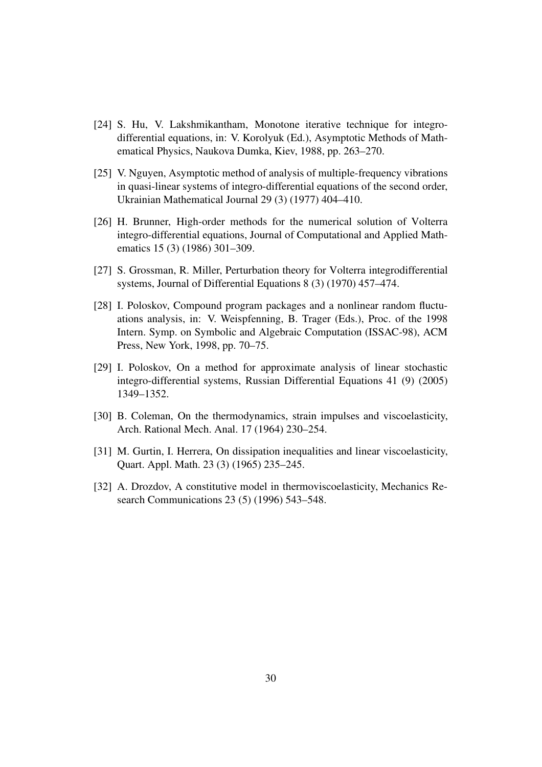[24] S. Hu, V. Lakshmikantham, Monotone iterative technique for integro-differential equations, in: V. Korolyuk (Ed.), Asymptotic Methods of Mathematical Physics, Naukova Dumka, Kiev, 1988, pp. 263–270.

[25] V. Nguyen, Asymptotic method of analysis of multiple-frequency vibrations in quasi-linear systems of integro-differential equations of the second order, Ukrainian Mathematical Journal 29 (3) (1977) 404–410.

[26] H. Brunner, High-order methods for the numerical solution of Volterra integro-differential equations, Journal of Computational and Applied Mathematics 15 (3) (1986) 301–309.

[27] S. Grossman, R. Miller, Perturbation theory for Volterra integrodifferential systems, Journal of Differential Equations 8 (3) (1970) 457–474.

[28] I. Poloskov, Compound program packages and a nonlinear random fluctuations analysis, in: V. Weispfenning, B. Trager (Eds.), Proc. of the 1998 Intern. Symp. on Symbolic and Algebraic Computation (ISSAC-98), ACM Press, New York, 1998, pp. 70–75.

[29] I. Poloskov, On a method for approximate analysis of linear stochastic integro-differential systems, Russian Differential Equations 41 (9) (2005) 1349–1352.

[30] B. Coleman, On the thermodynamics, strain impulses and viscoelasticity, Arch. Rational Mech. Anal. 17 (1964) 230–254.

[31] M. Gurtin, I. Herrera, On dissipation inequalities and linear viscoelasticity, Quart. Appl. Math. 23 (3) (1965) 235–245.

[32] A. Drozdov, A constitutive model in thermoviscoelasticity, Mechanics Research Communications 23 (5) (1996) 543–548.